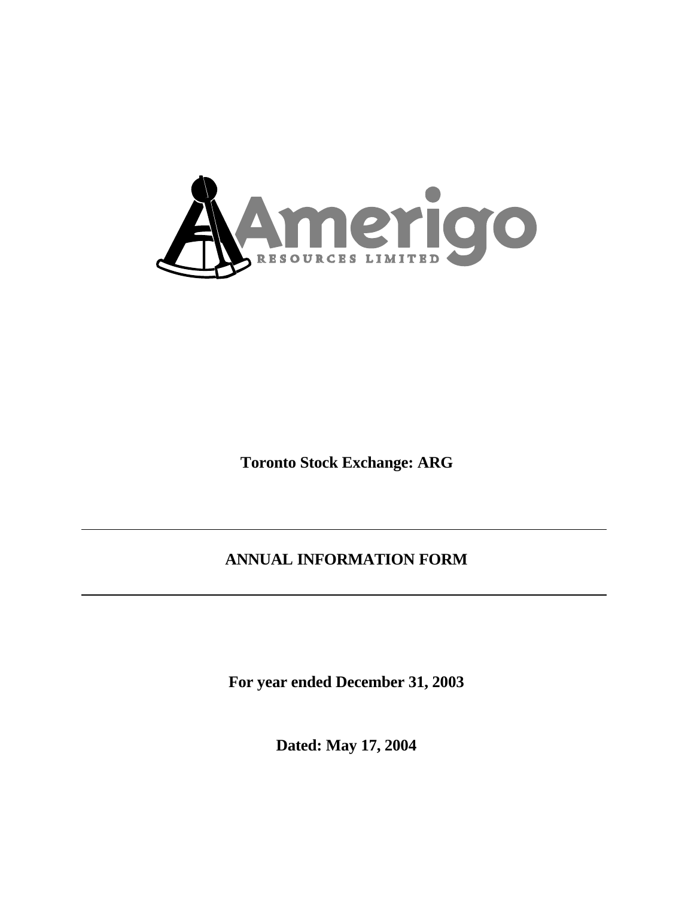Amerigo

RESOURCES LIMITED

**Toronto Stock Exchange: ARG**

---

# ANNUAL INFORMATION FORM

---

**For year ended December 31, 2003**

**Dated: May 17, 2004**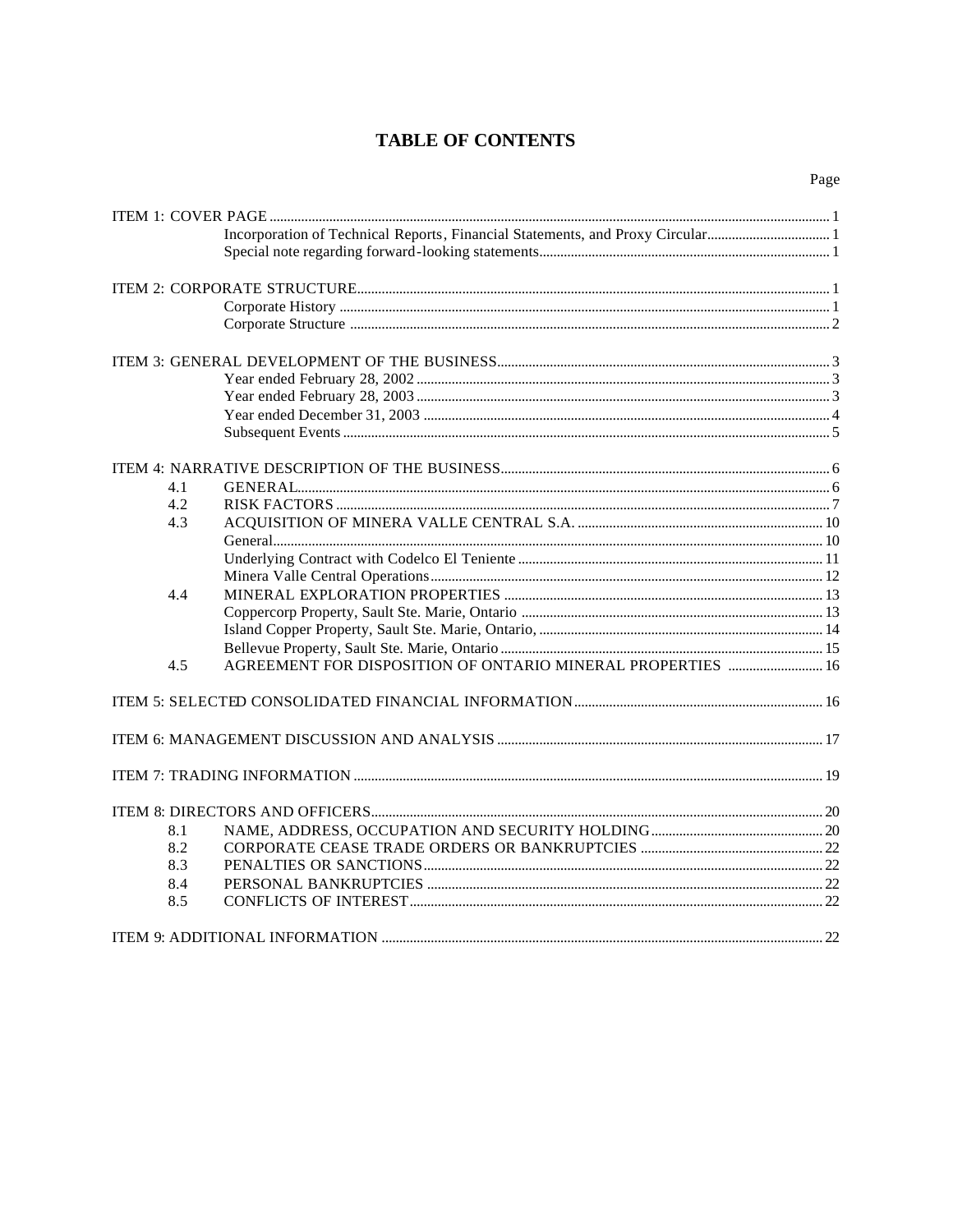# TABLE OF CONTENTS

| | | Page |
|---|---|---|
| ITEM 1: COVER PAGE | | 1 |
| | Incorporation of Technical Reports, Financial Statements, and Proxy Circular | 1 |
| | Special note regarding forward-looking statements | 1 |
| ITEM 2: CORPORATE STRUCTURE | | 1 |
| | Corporate History | 1 |
| | Corporate Structure | 2 |
| ITEM 3: GENERAL DEVELOPMENT OF THE BUSINESS | | 3 |
| | Year ended February 28, 2002 | 3 |
| | Year ended February 28, 2003 | 3 |
| | Year ended December 31, 2003 | 4 |
| | Subsequent Events | 5 |
| ITEM 4: NARRATIVE DESCRIPTION OF THE BUSINESS | | 6 |
| 4.1 | GENERAL | 6 |
| 4.2 | RISK FACTORS | 7 |
| 4.3 | ACQUISITION OF MINERA VALLE CENTRAL S.A. | 10 |
| | General | 10 |
| | Underlying Contract with Codelco El Teniente | 11 |
| | Minera Valle Central Operations | 12 |
| 4.4 | MINERAL EXPLORATION PROPERTIES | 13 |
| | Coppercorp Property, Sault Ste. Marie, Ontario | 13 |
| | Island Copper Property, Sault Ste. Marie, Ontario, | 14 |
| | Bellevue Property, Sault Ste. Marie, Ontario | 15 |
| 4.5 | AGREEMENT FOR DISPOSITION OF ONTARIO MINERAL PROPERTIES | 16 |
| ITEM 5: SELECTED CONSOLIDATED FINANCIAL INFORMATION | | 16 |
| ITEM 6: MANAGEMENT DISCUSSION AND ANALYSIS | | 17 |
| ITEM 7: TRADING INFORMATION | | 19 |
| ITEM 8: DIRECTORS AND OFFICERS | | 20 |
| 8.1 | NAME, ADDRESS, OCCUPATION AND SECURITY HOLDING | 20 |
| 8.2 | CORPORATE CEASE TRADE ORDERS OR BANKRUPTCIES | 22 |
| 8.3 | PENALTIES OR SANCTIONS | 22 |
| 8.4 | PERSONAL BANKRUPTCIES | 22 |
| 8.5 | CONFLICTS OF INTEREST | 22 |
| ITEM 9: ADDITIONAL INFORMATION | | 22 |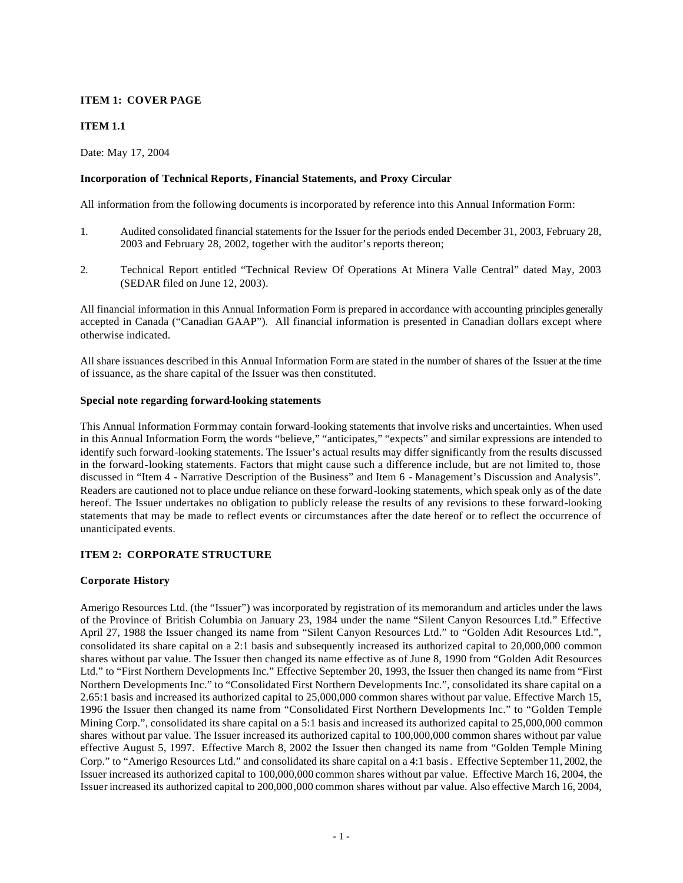**ITEM 1: COVER PAGE**

**ITEM 1.1**

Date: May 17, 2004

**Incorporation of Technical Reports, Financial Statements, and Proxy Circular**

All information from the following documents is incorporated by reference into this Annual Information Form:

1. Audited consolidated financial statements for the Issuer for the periods ended December 31, 2003, February 28, 2003 and February 28, 2002, together with the auditor's reports thereon;

2. Technical Report entitled "Technical Review Of Operations At Minera Valle Central" dated May, 2003 (SEDAR filed on June 12, 2003).

All financial information in this Annual Information Form is prepared in accordance with accounting principles generally accepted in Canada ("Canadian GAAP"). All financial information is presented in Canadian dollars except where otherwise indicated.

All share issuances described in this Annual Information Form are stated in the number of shares of the Issuer at the time of issuance, as the share capital of the Issuer was then constituted.

**Special note regarding forward-looking statements**

This Annual Information Form may contain forward-looking statements that involve risks and uncertainties. When used in this Annual Information Form, the words "believe," "anticipates," "expects" and similar expressions are intended to identify such forward-looking statements. The Issuer's actual results may differ significantly from the results discussed in the forward-looking statements. Factors that might cause such a difference include, but are not limited to, those discussed in "Item 4 - Narrative Description of the Business" and Item 6 - Management's Discussion and Analysis". Readers are cautioned not to place undue reliance on these forward-looking statements, which speak only as of the date hereof. The Issuer undertakes no obligation to publicly release the results of any revisions to these forward-looking statements that may be made to reflect events or circumstances after the date hereof or to reflect the occurrence of unanticipated events.

**ITEM 2: CORPORATE STRUCTURE**

**Corporate History**

Amerigo Resources Ltd. (the "Issuer") was incorporated by registration of its memorandum and articles under the laws of the Province of British Columbia on January 23, 1984 under the name "Silent Canyon Resources Ltd." Effective April 27, 1988 the Issuer changed its name from "Silent Canyon Resources Ltd." to "Golden Adit Resources Ltd.", consolidated its share capital on a 2:1 basis and subsequently increased its authorized capital to 20,000,000 common shares without par value. The Issuer then changed its name effective as of June 8, 1990 from "Golden Adit Resources Ltd." to "First Northern Developments Inc." Effective September 20, 1993, the Issuer then changed its name from "First Northern Developments Inc." to "Consolidated First Northern Developments Inc.", consolidated its share capital on a 2.65:1 basis and increased its authorized capital to 25,000,000 common shares without par value. Effective March 15, 1996 the Issuer then changed its name from "Consolidated First Northern Developments Inc." to "Golden Temple Mining Corp.", consolidated its share capital on a 5:1 basis and increased its authorized capital to 25,000,000 common shares without par value. The Issuer increased its authorized capital to 100,000,000 common shares without par value effective August 5, 1997. Effective March 8, 2002 the Issuer then changed its name from "Golden Temple Mining Corp." to "Amerigo Resources Ltd." and consolidated its share capital on a 4:1 basis. Effective September 11, 2002, the Issuer increased its authorized capital to 100,000,000 common shares without par value. Effective March 16, 2004, the Issuer increased its authorized capital to 200,000,000 common shares without par value. Also effective March 16, 2004,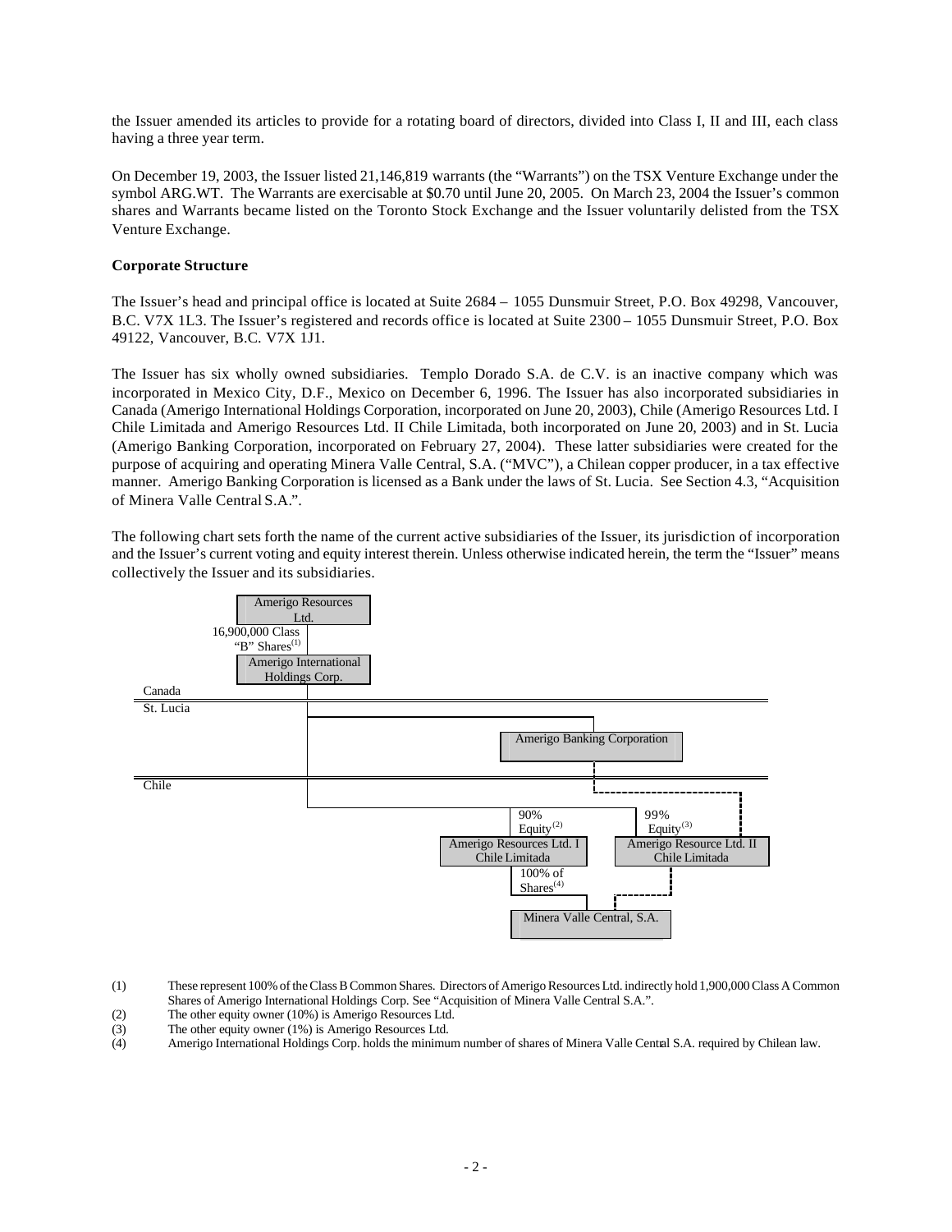the Issuer amended its articles to provide for a rotating board of directors, divided into Class I, II and III, each class having a three year term.

On December 19, 2003, the Issuer listed 21,146,819 warrants (the "Warrants") on the TSX Venture Exchange under the symbol ARG.WT. The Warrants are exercisable at $0.70 until June 20, 2005. On March 23, 2004 the Issuer's common shares and Warrants became listed on the Toronto Stock Exchange and the Issuer voluntarily delisted from the TSX Venture Exchange.

**Corporate Structure**

The Issuer's head and principal office is located at Suite 2684 – 1055 Dunsmuir Street, P.O. Box 49298, Vancouver, B.C. V7X 1L3. The Issuer's registered and records office is located at Suite 2300 – 1055 Dunsmuir Street, P.O. Box 49122, Vancouver, B.C. V7X 1J1.

The Issuer has six wholly owned subsidiaries. Templo Dorado S.A. de C.V. is an inactive company which was incorporated in Mexico City, D.F., Mexico on December 6, 1996. The Issuer has also incorporated subsidiaries in Canada (Amerigo International Holdings Corporation, incorporated on June 20, 2003), Chile (Amerigo Resources Ltd. I Chile Limitada and Amerigo Resources Ltd. II Chile Limitada, both incorporated on June 20, 2003) and in St. Lucia (Amerigo Banking Corporation, incorporated on February 27, 2004). These latter subsidiaries were created for the purpose of acquiring and operating Minera Valle Central, S.A. ("MVC"), a Chilean copper producer, in a tax effective manner. Amerigo Banking Corporation is licensed as a Bank under the laws of St. Lucia. See Section 4.3, "Acquisition of Minera Valle Central S.A.".

The following chart sets forth the name of the current active subsidiaries of the Issuer, its jurisdiction of incorporation and the Issuer's current voting and equity interest therein. Unless otherwise indicated herein, the term the "Issuer" means collectively the Issuer and its subsidiaries.

Amerigo Resources Ltd.

16,900,000 Class "B" Shares(1)

Amerigo International Holdings Corp.

Canada

St. Lucia

Amerigo Banking Corporation

Chile

90% Equity(2)

99% Equity(3)

Amerigo Resources Ltd. I Chile Limitada

Amerigo Resource Ltd. II Chile Limitada

100% of Shares(4)

Minera Valle Central, S.A.

(1) These represent 100% of the Class B Common Shares. Directors of Amerigo Resources Ltd. indirectly hold 1,900,000 Class A Common Shares of Amerigo International Holdings Corp. See "Acquisition of Minera Valle Central S.A.".

(2) The other equity owner (10%) is Amerigo Resources Ltd.

(3) The other equity owner (1%) is Amerigo Resources Ltd.

(4) Amerigo International Holdings Corp. holds the minimum number of shares of Minera Valle Central S.A. required by Chilean law.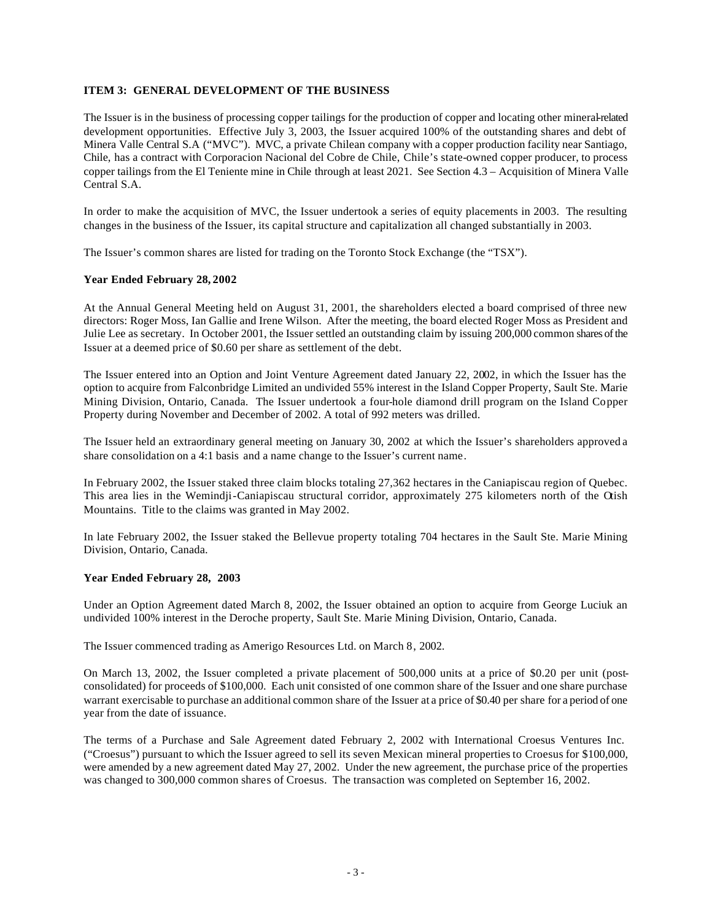### ITEM 3: GENERAL DEVELOPMENT OF THE BUSINESS

The Issuer is in the business of processing copper tailings for the production of copper and locating other mineral-related development opportunities. Effective July 3, 2003, the Issuer acquired 100% of the outstanding shares and debt of Minera Valle Central S.A ("MVC"). MVC, a private Chilean company with a copper production facility near Santiago, Chile, has a contract with Corporacion Nacional del Cobre de Chile, Chile's state-owned copper producer, to process copper tailings from the El Teniente mine in Chile through at least 2021. See Section 4.3 – Acquisition of Minera Valle Central S.A.

In order to make the acquisition of MVC, the Issuer undertook a series of equity placements in 2003. The resulting changes in the business of the Issuer, its capital structure and capitalization all changed substantially in 2003.

The Issuer's common shares are listed for trading on the Toronto Stock Exchange (the "TSX").

**Year Ended February 28, 2002**

At the Annual General Meeting held on August 31, 2001, the shareholders elected a board comprised of three new directors: Roger Moss, Ian Gallie and Irene Wilson. After the meeting, the board elected Roger Moss as President and Julie Lee as secretary. In October 2001, the Issuer settled an outstanding claim by issuing 200,000 common shares of the Issuer at a deemed price of $0.60 per share as settlement of the debt.

The Issuer entered into an Option and Joint Venture Agreement dated January 22, 2002, in which the Issuer has the option to acquire from Falconbridge Limited an undivided 55% interest in the Island Copper Property, Sault Ste. Marie Mining Division, Ontario, Canada. The Issuer undertook a four-hole diamond drill program on the Island Copper Property during November and December of 2002. A total of 992 meters was drilled.

The Issuer held an extraordinary general meeting on January 30, 2002 at which the Issuer's shareholders approved a share consolidation on a 4:1 basis and a name change to the Issuer's current name.

In February 2002, the Issuer staked three claim blocks totaling 27,362 hectares in the Caniapiscau region of Quebec. This area lies in the Wemindji-Caniapiscau structural corridor, approximately 275 kilometers north of the Otish Mountains. Title to the claims was granted in May 2002.

In late February 2002, the Issuer staked the Bellevue property totaling 704 hectares in the Sault Ste. Marie Mining Division, Ontario, Canada.

**Year Ended February 28, 2003**

Under an Option Agreement dated March 8, 2002, the Issuer obtained an option to acquire from George Luciuk an undivided 100% interest in the Deroche property, Sault Ste. Marie Mining Division, Ontario, Canada.

The Issuer commenced trading as Amerigo Resources Ltd. on March 8, 2002.

On March 13, 2002, the Issuer completed a private placement of 500,000 units at a price of $0.20 per unit (post-consolidated) for proceeds of $100,000. Each unit consisted of one common share of the Issuer and one share purchase warrant exercisable to purchase an additional common share of the Issuer at a price of $0.40 per share for a period of one year from the date of issuance.

The terms of a Purchase and Sale Agreement dated February 2, 2002 with International Croesus Ventures Inc. ("Croesus") pursuant to which the Issuer agreed to sell its seven Mexican mineral properties to Croesus for $100,000, were amended by a new agreement dated May 27, 2002. Under the new agreement, the purchase price of the properties was changed to 300,000 common shares of Croesus. The transaction was completed on September 16, 2002.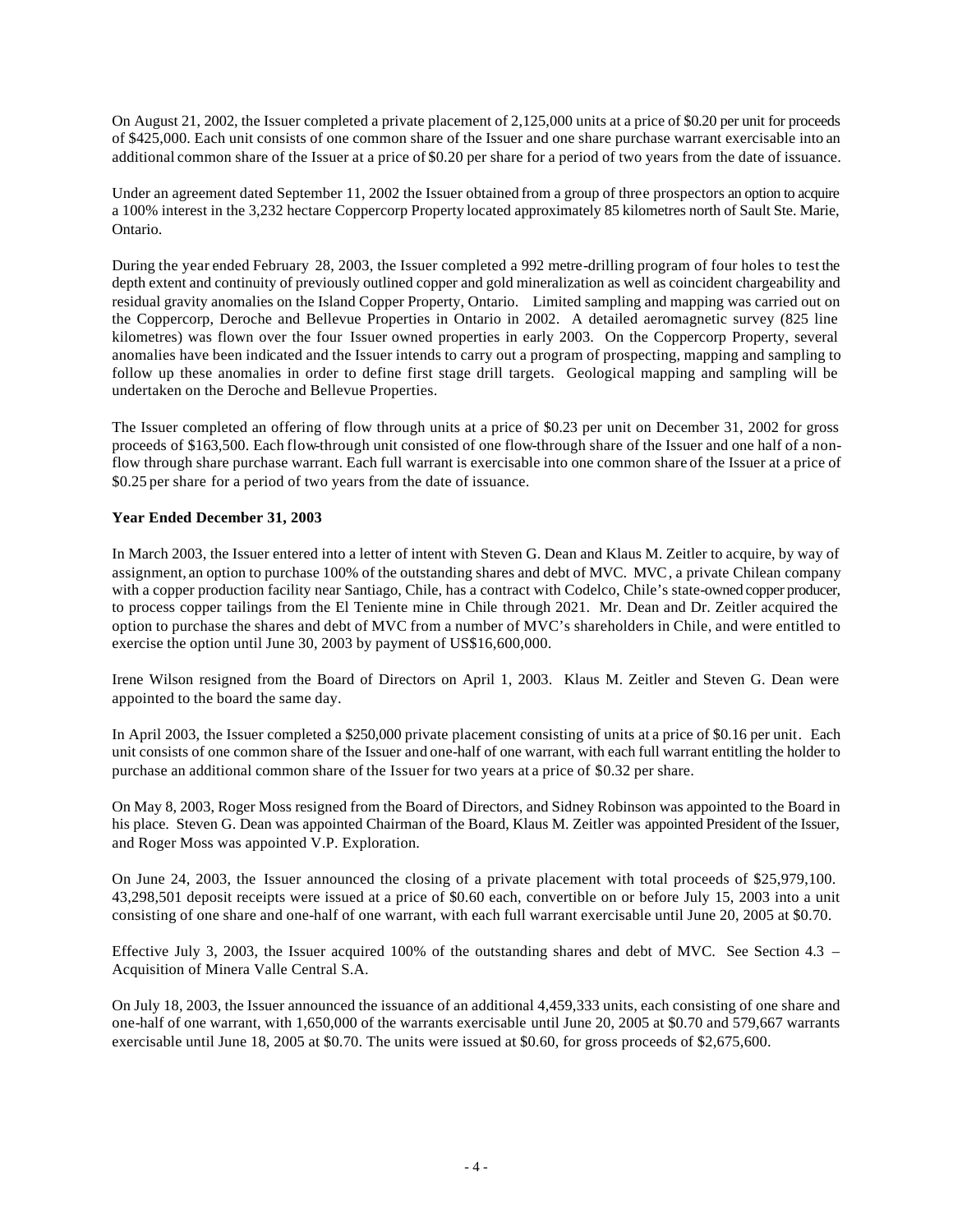On August 21, 2002, the Issuer completed a private placement of 2,125,000 units at a price of $0.20 per unit for proceeds of $425,000. Each unit consists of one common share of the Issuer and one share purchase warrant exercisable into an additional common share of the Issuer at a price of $0.20 per share for a period of two years from the date of issuance.

Under an agreement dated September 11, 2002 the Issuer obtained from a group of three prospectors an option to acquire a 100% interest in the 3,232 hectare Coppercorp Property located approximately 85 kilometres north of Sault Ste. Marie, Ontario.

During the year ended February 28, 2003, the Issuer completed a 992 metre-drilling program of four holes to test the depth extent and continuity of previously outlined copper and gold mineralization as well as coincident chargeability and residual gravity anomalies on the Island Copper Property, Ontario. Limited sampling and mapping was carried out on the Coppercorp, Deroche and Bellevue Properties in Ontario in 2002. A detailed aeromagnetic survey (825 line kilometres) was flown over the four Issuer owned properties in early 2003. On the Coppercorp Property, several anomalies have been indicated and the Issuer intends to carry out a program of prospecting, mapping and sampling to follow up these anomalies in order to define first stage drill targets. Geological mapping and sampling will be undertaken on the Deroche and Bellevue Properties.

The Issuer completed an offering of flow through units at a price of $0.23 per unit on December 31, 2002 for gross proceeds of $163,500. Each flow-through unit consisted of one flow-through share of the Issuer and one half of a non-flow through share purchase warrant. Each full warrant is exercisable into one common share of the Issuer at a price of $0.25 per share for a period of two years from the date of issuance.

**Year Ended December 31, 2003**

In March 2003, the Issuer entered into a letter of intent with Steven G. Dean and Klaus M. Zeitler to acquire, by way of assignment, an option to purchase 100% of the outstanding shares and debt of MVC. MVC, a private Chilean company with a copper production facility near Santiago, Chile, has a contract with Codelco, Chile's state-owned copper producer, to process copper tailings from the El Teniente mine in Chile through 2021. Mr. Dean and Dr. Zeitler acquired the option to purchase the shares and debt of MVC from a number of MVC's shareholders in Chile, and were entitled to exercise the option until June 30, 2003 by payment of US$16,600,000.

Irene Wilson resigned from the Board of Directors on April 1, 2003. Klaus M. Zeitler and Steven G. Dean were appointed to the board the same day.

In April 2003, the Issuer completed a $250,000 private placement consisting of units at a price of $0.16 per unit. Each unit consists of one common share of the Issuer and one-half of one warrant, with each full warrant entitling the holder to purchase an additional common share of the Issuer for two years at a price of $0.32 per share.

On May 8, 2003, Roger Moss resigned from the Board of Directors, and Sidney Robinson was appointed to the Board in his place. Steven G. Dean was appointed Chairman of the Board, Klaus M. Zeitler was appointed President of the Issuer, and Roger Moss was appointed V.P. Exploration.

On June 24, 2003, the Issuer announced the closing of a private placement with total proceeds of $25,979,100. 43,298,501 deposit receipts were issued at a price of $0.60 each, convertible on or before July 15, 2003 into a unit consisting of one share and one-half of one warrant, with each full warrant exercisable until June 20, 2005 at $0.70.

Effective July 3, 2003, the Issuer acquired 100% of the outstanding shares and debt of MVC. See Section 4.3 – Acquisition of Minera Valle Central S.A.

On July 18, 2003, the Issuer announced the issuance of an additional 4,459,333 units, each consisting of one share and one-half of one warrant, with 1,650,000 of the warrants exercisable until June 20, 2005 at $0.70 and 579,667 warrants exercisable until June 18, 2005 at $0.70. The units were issued at $0.60, for gross proceeds of $2,675,600.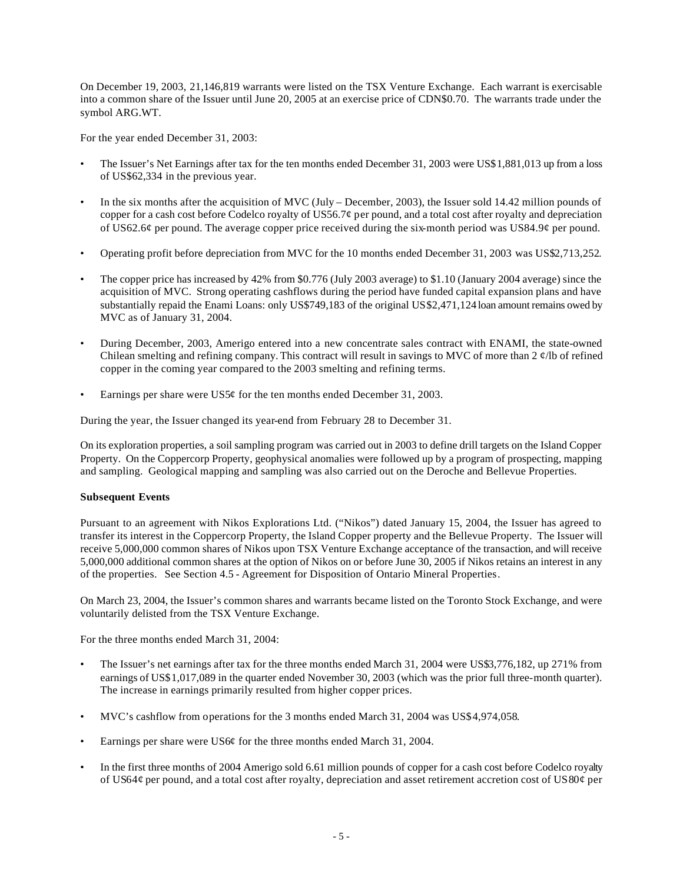On December 19, 2003, 21,146,819 warrants were listed on the TSX Venture Exchange. Each warrant is exercisable into a common share of the Issuer until June 20, 2005 at an exercise price of CDN$0.70. The warrants trade under the symbol ARG.WT.

For the year ended December 31, 2003:

- The Issuer's Net Earnings after tax for the ten months ended December 31, 2003 were US$1,881,013 up from a loss of US$62,334 in the previous year.
- In the six months after the acquisition of MVC (July – December, 2003), the Issuer sold 14.42 million pounds of copper for a cash cost before Codelco royalty of US56.7¢ per pound, and a total cost after royalty and depreciation of US62.6¢ per pound. The average copper price received during the six-month period was US84.9¢ per pound.
- Operating profit before depreciation from MVC for the 10 months ended December 31, 2003 was US$2,713,252.
- The copper price has increased by 42% from $0.776 (July 2003 average) to $1.10 (January 2004 average) since the acquisition of MVC. Strong operating cashflows during the period have funded capital expansion plans and have substantially repaid the Enami Loans: only US$749,183 of the original US$2,471,124 loan amount remains owed by MVC as of January 31, 2004.
- During December, 2003, Amerigo entered into a new concentrate sales contract with ENAMI, the state-owned Chilean smelting and refining company. This contract will result in savings to MVC of more than 2 ¢/lb of refined copper in the coming year compared to the 2003 smelting and refining terms.
- Earnings per share were US5¢ for the ten months ended December 31, 2003.

During the year, the Issuer changed its year-end from February 28 to December 31.

On its exploration properties, a soil sampling program was carried out in 2003 to define drill targets on the Island Copper Property. On the Coppercorp Property, geophysical anomalies were followed up by a program of prospecting, mapping and sampling. Geological mapping and sampling was also carried out on the Deroche and Bellevue Properties.

**Subsequent Events**

Pursuant to an agreement with Nikos Explorations Ltd. ("Nikos") dated January 15, 2004, the Issuer has agreed to transfer its interest in the Coppercorp Property, the Island Copper property and the Bellevue Property. The Issuer will receive 5,000,000 common shares of Nikos upon TSX Venture Exchange acceptance of the transaction, and will receive 5,000,000 additional common shares at the option of Nikos on or before June 30, 2005 if Nikos retains an interest in any of the properties. See Section 4.5 - Agreement for Disposition of Ontario Mineral Properties.

On March 23, 2004, the Issuer's common shares and warrants became listed on the Toronto Stock Exchange, and were voluntarily delisted from the TSX Venture Exchange.

For the three months ended March 31, 2004:

- The Issuer's net earnings after tax for the three months ended March 31, 2004 were US$3,776,182, up 271% from earnings of US$1,017,089 in the quarter ended November 30, 2003 (which was the prior full three-month quarter). The increase in earnings primarily resulted from higher copper prices.
- MVC's cashflow from operations for the 3 months ended March 31, 2004 was US$4,974,058.
- Earnings per share were US6¢ for the three months ended March 31, 2004.
- In the first three months of 2004 Amerigo sold 6.61 million pounds of copper for a cash cost before Codelco royalty of US64¢ per pound, and a total cost after royalty, depreciation and asset retirement accretion cost of US80¢ per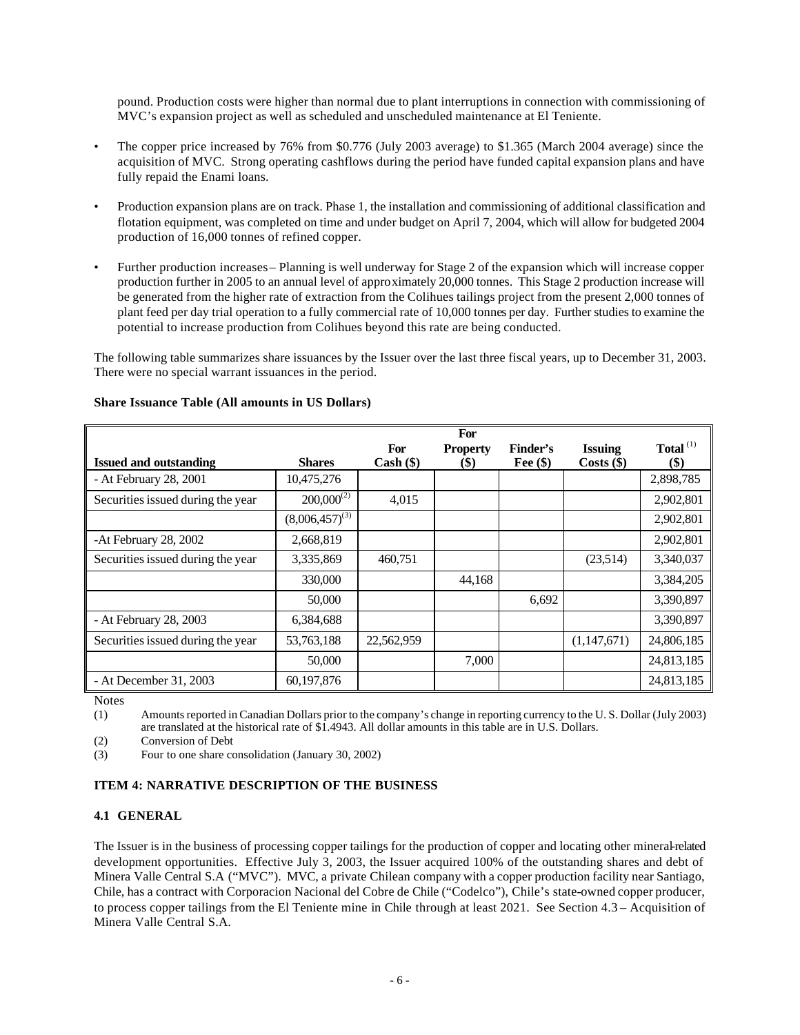pound. Production costs were higher than normal due to plant interruptions in connection with commissioning of MVC's expansion project as well as scheduled and unscheduled maintenance at El Teniente.

- The copper price increased by 76% from $0.776 (July 2003 average) to $1.365 (March 2004 average) since the acquisition of MVC. Strong operating cashflows during the period have funded capital expansion plans and have fully repaid the Enami loans.

- Production expansion plans are on track. Phase 1, the installation and commissioning of additional classification and flotation equipment, was completed on time and under budget on April 7, 2004, which will allow for budgeted 2004 production of 16,000 tonnes of refined copper.

- Further production increases – Planning is well underway for Stage 2 of the expansion which will increase copper production further in 2005 to an annual level of approximately 20,000 tonnes. This Stage 2 production increase will be generated from the higher rate of extraction from the Colihues tailings project from the present 2,000 tonnes of plant feed per day trial operation to a fully commercial rate of 10,000 tonnes per day. Further studies to examine the potential to increase production from Colihues beyond this rate are being conducted.

The following table summarizes share issuances by the Issuer over the last three fiscal years, up to December 31, 2003. There were no special warrant issuances in the period.

**Share Issuance Table (All amounts in US Dollars)**

| Issued and outstanding | Shares | For Cash ($) | For Property ($) | Finder's Fee ($) | Issuing Costs ($) | Total [(1)] ($) |
|---|---|---|---|---|---|---|
| - At February 28, 2001 | 10,475,276 | | | | | 2,898,785 |
| Securities issued during the year | 200,000[(2)] | 4,015 | | | | 2,902,801 |
| | (8,006,457)[(3)] | | | | | 2,902,801 |
| -At February 28, 2002 | 2,668,819 | | | | | 2,902,801 |
| Securities issued during the year | 3,335,869 | 460,751 | | | (23,514) | 3,340,037 |
| | 330,000 | | 44,168 | | | 3,384,205 |
| | 50,000 | | | 6,692 | | 3,390,897 |
| - At February 28, 2003 | 6,384,688 | | | | | 3,390,897 |
| Securities issued during the year | 53,763,188 | 22,562,959 | | | (1,147,671) | 24,806,185 |
| | 50,000 | | 7,000 | | | 24,813,185 |
| - At December 31, 2003 | 60,197,876 | | | | | 24,813,185 |

Notes

(1) Amounts reported in Canadian Dollars prior to the company's change in reporting currency to the U. S. Dollar (July 2003) are translated at the historical rate of $1.4943. All dollar amounts in this table are in U.S. Dollars.

(2) Conversion of Debt

(3) Four to one share consolidation (January 30, 2002)

## ITEM 4: NARRATIVE DESCRIPTION OF THE BUSINESS

### 4.1 GENERAL

The Issuer is in the business of processing copper tailings for the production of copper and locating other mineral-related development opportunities. Effective July 3, 2003, the Issuer acquired 100% of the outstanding shares and debt of Minera Valle Central S.A ("MVC"). MVC, a private Chilean company with a copper production facility near Santiago, Chile, has a contract with Corporacion Nacional del Cobre de Chile ("Codelco"), Chile's state-owned copper producer, to process copper tailings from the El Teniente mine in Chile through at least 2021. See Section 4.3 – Acquisition of Minera Valle Central S.A.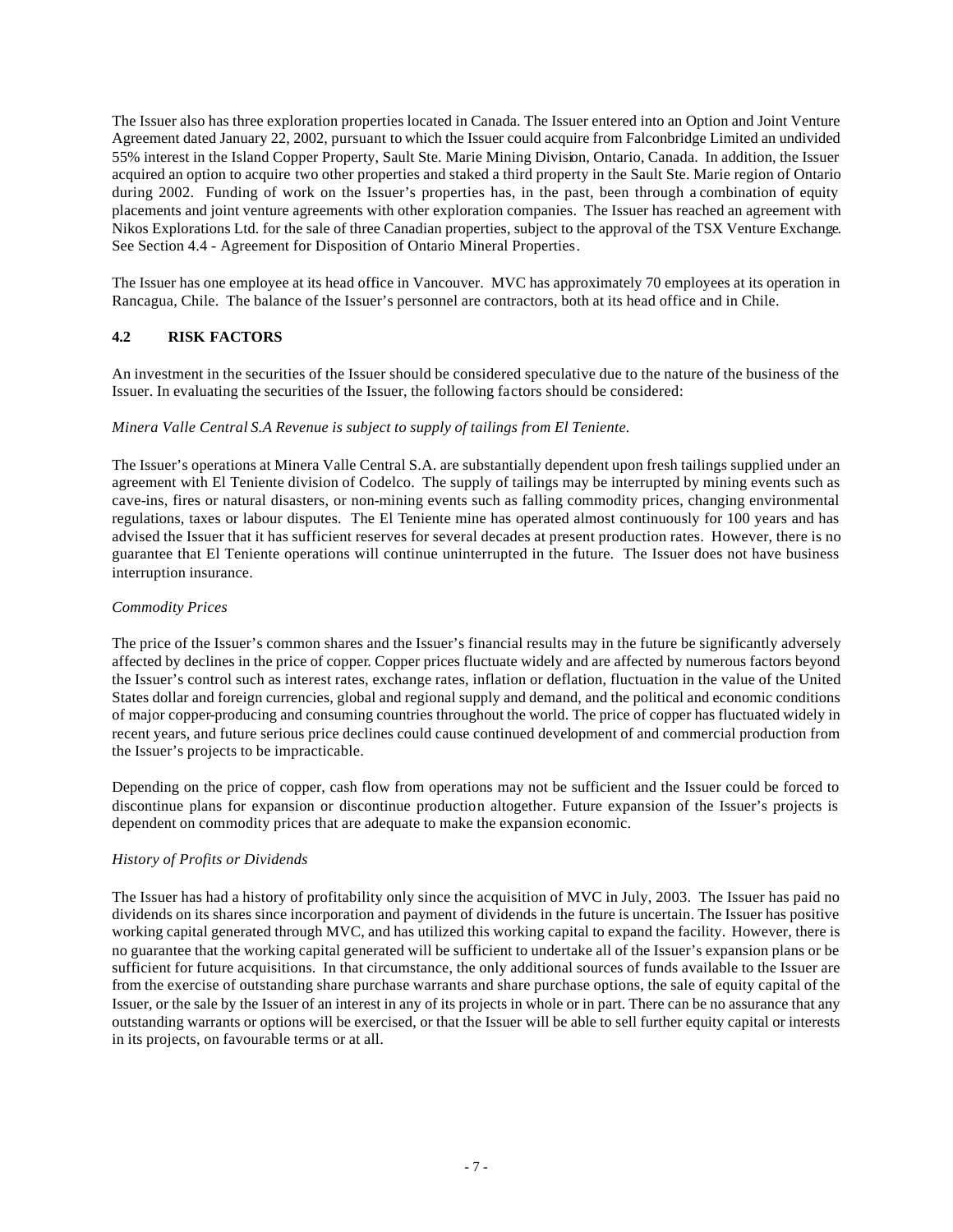The Issuer also has three exploration properties located in Canada. The Issuer entered into an Option and Joint Venture Agreement dated January 22, 2002, pursuant to which the Issuer could acquire from Falconbridge Limited an undivided 55% interest in the Island Copper Property, Sault Ste. Marie Mining Division, Ontario, Canada. In addition, the Issuer acquired an option to acquire two other properties and staked a third property in the Sault Ste. Marie region of Ontario during 2002. Funding of work on the Issuer's properties has, in the past, been through a combination of equity placements and joint venture agreements with other exploration companies. The Issuer has reached an agreement with Nikos Explorations Ltd. for the sale of three Canadian properties, subject to the approval of the TSX Venture Exchange. See Section 4.4 - Agreement for Disposition of Ontario Mineral Properties.

The Issuer has one employee at its head office in Vancouver. MVC has approximately 70 employees at its operation in Rancagua, Chile. The balance of the Issuer's personnel are contractors, both at its head office and in Chile.

### 4.2 RISK FACTORS

An investment in the securities of the Issuer should be considered speculative due to the nature of the business of the Issuer. In evaluating the securities of the Issuer, the following factors should be considered:

*Minera Valle Central S.A Revenue is subject to supply of tailings from El Teniente.*

The Issuer's operations at Minera Valle Central S.A. are substantially dependent upon fresh tailings supplied under an agreement with El Teniente division of Codelco. The supply of tailings may be interrupted by mining events such as cave-ins, fires or natural disasters, or non-mining events such as falling commodity prices, changing environmental regulations, taxes or labour disputes. The El Teniente mine has operated almost continuously for 100 years and has advised the Issuer that it has sufficient reserves for several decades at present production rates. However, there is no guarantee that El Teniente operations will continue uninterrupted in the future. The Issuer does not have business interruption insurance.

*Commodity Prices*

The price of the Issuer's common shares and the Issuer's financial results may in the future be significantly adversely affected by declines in the price of copper. Copper prices fluctuate widely and are affected by numerous factors beyond the Issuer's control such as interest rates, exchange rates, inflation or deflation, fluctuation in the value of the United States dollar and foreign currencies, global and regional supply and demand, and the political and economic conditions of major copper-producing and consuming countries throughout the world. The price of copper has fluctuated widely in recent years, and future serious price declines could cause continued development of and commercial production from the Issuer's projects to be impracticable.

Depending on the price of copper, cash flow from operations may not be sufficient and the Issuer could be forced to discontinue plans for expansion or discontinue production altogether. Future expansion of the Issuer's projects is dependent on commodity prices that are adequate to make the expansion economic.

*History of Profits or Dividends*

The Issuer has had a history of profitability only since the acquisition of MVC in July, 2003. The Issuer has paid no dividends on its shares since incorporation and payment of dividends in the future is uncertain. The Issuer has positive working capital generated through MVC, and has utilized this working capital to expand the facility. However, there is no guarantee that the working capital generated will be sufficient to undertake all of the Issuer's expansion plans or be sufficient for future acquisitions. In that circumstance, the only additional sources of funds available to the Issuer are from the exercise of outstanding share purchase warrants and share purchase options, the sale of equity capital of the Issuer, or the sale by the Issuer of an interest in any of its projects in whole or in part. There can be no assurance that any outstanding warrants or options will be exercised, or that the Issuer will be able to sell further equity capital or interests in its projects, on favourable terms or at all.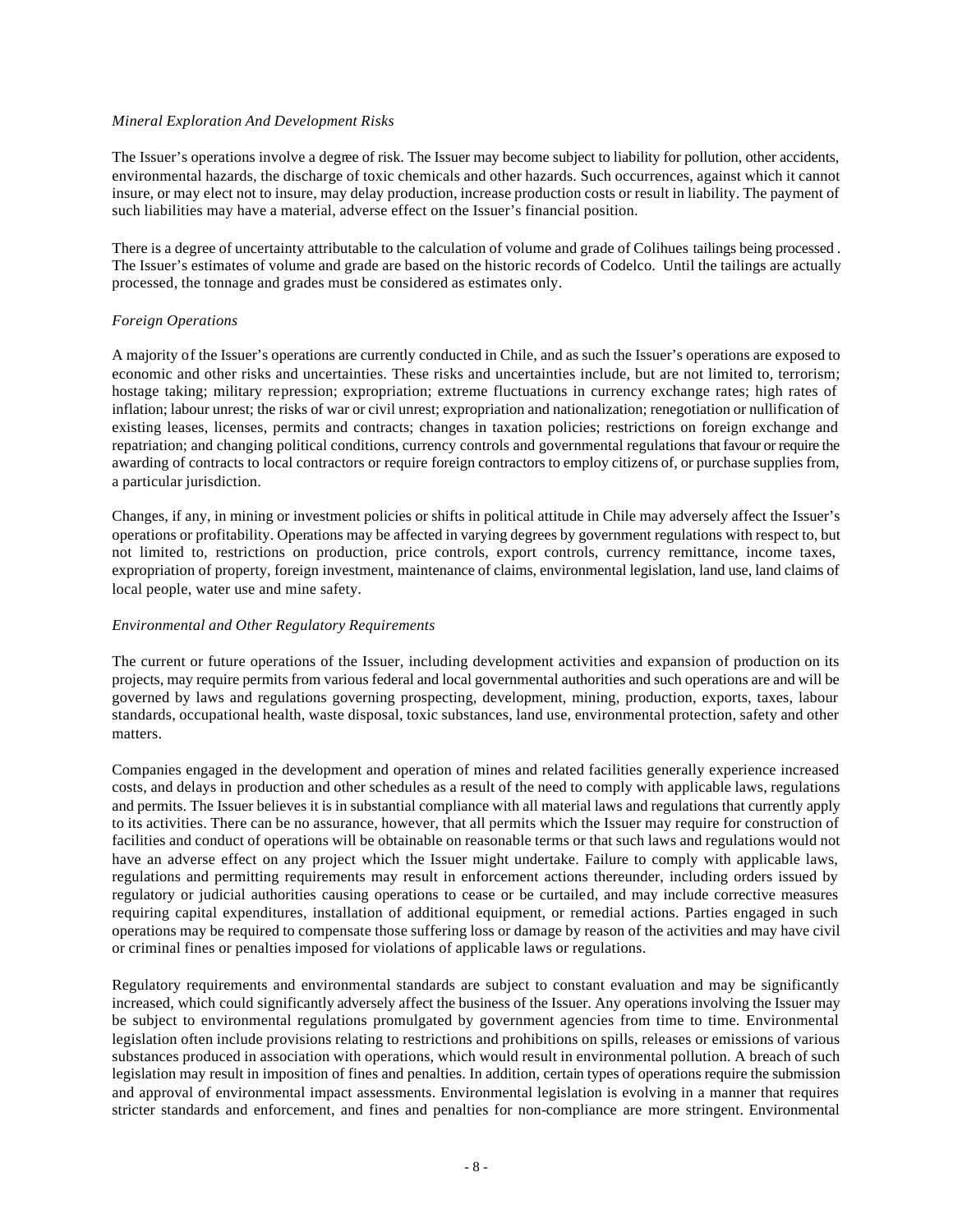*Mineral Exploration And Development Risks*

The Issuer's operations involve a degree of risk. The Issuer may become subject to liability for pollution, other accidents, environmental hazards, the discharge of toxic chemicals and other hazards. Such occurrences, against which it cannot insure, or may elect not to insure, may delay production, increase production costs or result in liability. The payment of such liabilities may have a material, adverse effect on the Issuer's financial position.

There is a degree of uncertainty attributable to the calculation of volume and grade of Colihues tailings being processed . The Issuer's estimates of volume and grade are based on the historic records of Codelco. Until the tailings are actually processed, the tonnage and grades must be considered as estimates only.

*Foreign Operations*

A majority of the Issuer's operations are currently conducted in Chile, and as such the Issuer's operations are exposed to economic and other risks and uncertainties. These risks and uncertainties include, but are not limited to, terrorism; hostage taking; military repression; expropriation; extreme fluctuations in currency exchange rates; high rates of inflation; labour unrest; the risks of war or civil unrest; expropriation and nationalization; renegotiation or nullification of existing leases, licenses, permits and contracts; changes in taxation policies; restrictions on foreign exchange and repatriation; and changing political conditions, currency controls and governmental regulations that favour or require the awarding of contracts to local contractors or require foreign contractors to employ citizens of, or purchase supplies from, a particular jurisdiction.

Changes, if any, in mining or investment policies or shifts in political attitude in Chile may adversely affect the Issuer's operations or profitability. Operations may be affected in varying degrees by government regulations with respect to, but not limited to, restrictions on production, price controls, export controls, currency remittance, income taxes, expropriation of property, foreign investment, maintenance of claims, environmental legislation, land use, land claims of local people, water use and mine safety.

*Environmental and Other Regulatory Requirements*

The current or future operations of the Issuer, including development activities and expansion of production on its projects, may require permits from various federal and local governmental authorities and such operations are and will be governed by laws and regulations governing prospecting, development, mining, production, exports, taxes, labour standards, occupational health, waste disposal, toxic substances, land use, environmental protection, safety and other matters.

Companies engaged in the development and operation of mines and related facilities generally experience increased costs, and delays in production and other schedules as a result of the need to comply with applicable laws, regulations and permits. The Issuer believes it is in substantial compliance with all material laws and regulations that currently apply to its activities. There can be no assurance, however, that all permits which the Issuer may require for construction of facilities and conduct of operations will be obtainable on reasonable terms or that such laws and regulations would not have an adverse effect on any project which the Issuer might undertake. Failure to comply with applicable laws, regulations and permitting requirements may result in enforcement actions thereunder, including orders issued by regulatory or judicial authorities causing operations to cease or be curtailed, and may include corrective measures requiring capital expenditures, installation of additional equipment, or remedial actions. Parties engaged in such operations may be required to compensate those suffering loss or damage by reason of the activities and may have civil or criminal fines or penalties imposed for violations of applicable laws or regulations.

Regulatory requirements and environmental standards are subject to constant evaluation and may be significantly increased, which could significantly adversely affect the business of the Issuer. Any operations involving the Issuer may be subject to environmental regulations promulgated by government agencies from time to time. Environmental legislation often include provisions relating to restrictions and prohibitions on spills, releases or emissions of various substances produced in association with operations, which would result in environmental pollution. A breach of such legislation may result in imposition of fines and penalties. In addition, certain types of operations require the submission and approval of environmental impact assessments. Environmental legislation is evolving in a manner that requires stricter standards and enforcement, and fines and penalties for non-compliance are more stringent. Environmental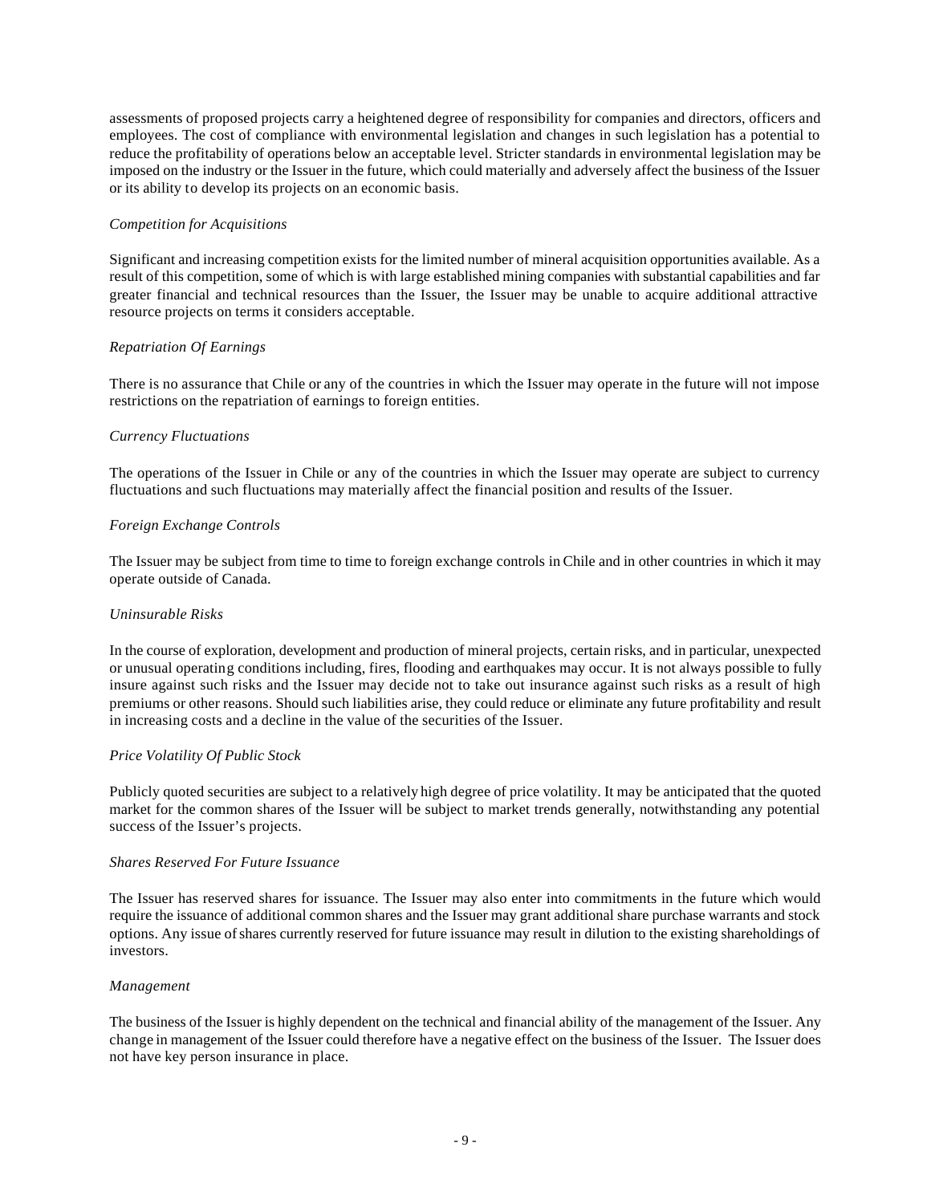assessments of proposed projects carry a heightened degree of responsibility for companies and directors, officers and employees. The cost of compliance with environmental legislation and changes in such legislation has a potential to reduce the profitability of operations below an acceptable level. Stricter standards in environmental legislation may be imposed on the industry or the Issuer in the future, which could materially and adversely affect the business of the Issuer or its ability to develop its projects on an economic basis.

*Competition for Acquisitions*

Significant and increasing competition exists for the limited number of mineral acquisition opportunities available. As a result of this competition, some of which is with large established mining companies with substantial capabilities and far greater financial and technical resources than the Issuer, the Issuer may be unable to acquire additional attractive resource projects on terms it considers acceptable.

*Repatriation Of Earnings*

There is no assurance that Chile or any of the countries in which the Issuer may operate in the future will not impose restrictions on the repatriation of earnings to foreign entities.

*Currency Fluctuations*

The operations of the Issuer in Chile or any of the countries in which the Issuer may operate are subject to currency fluctuations and such fluctuations may materially affect the financial position and results of the Issuer.

*Foreign Exchange Controls*

The Issuer may be subject from time to time to foreign exchange controls in Chile and in other countries in which it may operate outside of Canada.

*Uninsurable Risks*

In the course of exploration, development and production of mineral projects, certain risks, and in particular, unexpected or unusual operating conditions including, fires, flooding and earthquakes may occur. It is not always possible to fully insure against such risks and the Issuer may decide not to take out insurance against such risks as a result of high premiums or other reasons. Should such liabilities arise, they could reduce or eliminate any future profitability and result in increasing costs and a decline in the value of the securities of the Issuer.

*Price Volatility Of Public Stock*

Publicly quoted securities are subject to a relatively high degree of price volatility. It may be anticipated that the quoted market for the common shares of the Issuer will be subject to market trends generally, notwithstanding any potential success of the Issuer's projects.

*Shares Reserved For Future Issuance*

The Issuer has reserved shares for issuance. The Issuer may also enter into commitments in the future which would require the issuance of additional common shares and the Issuer may grant additional share purchase warrants and stock options. Any issue of shares currently reserved for future issuance may result in dilution to the existing shareholdings of investors.

*Management*

The business of the Issuer is highly dependent on the technical and financial ability of the management of the Issuer. Any change in management of the Issuer could therefore have a negative effect on the business of the Issuer. The Issuer does not have key person insurance in place.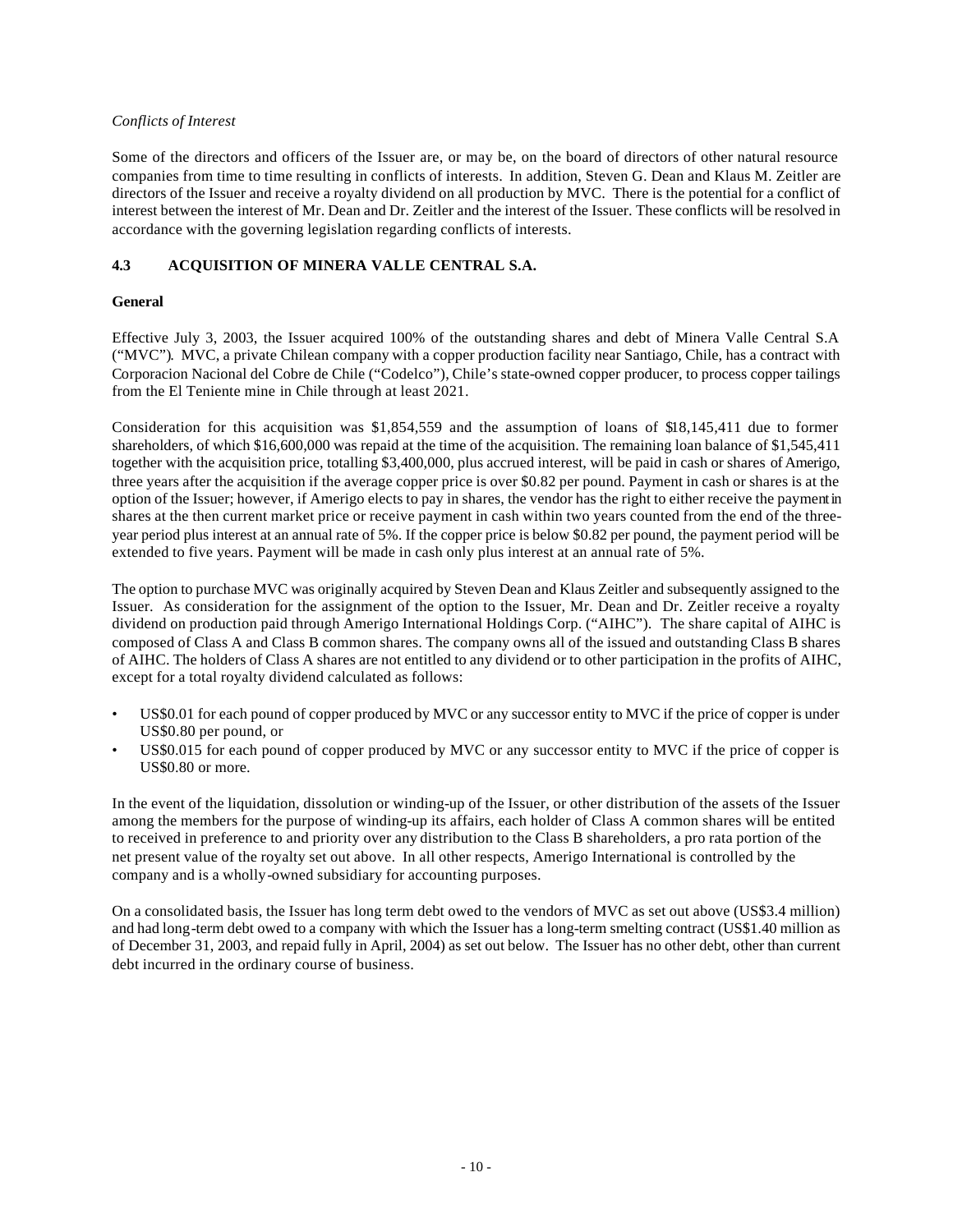*Conflicts of Interest*

Some of the directors and officers of the Issuer are, or may be, on the board of directors of other natural resource companies from time to time resulting in conflicts of interests. In addition, Steven G. Dean and Klaus M. Zeitler are directors of the Issuer and receive a royalty dividend on all production by MVC. There is the potential for a conflict of interest between the interest of Mr. Dean and Dr. Zeitler and the interest of the Issuer. These conflicts will be resolved in accordance with the governing legislation regarding conflicts of interests.

## 4.3 ACQUISITION OF MINERA VALLE CENTRAL S.A.

**General**

Effective July 3, 2003, the Issuer acquired 100% of the outstanding shares and debt of Minera Valle Central S.A ("MVC"). MVC, a private Chilean company with a copper production facility near Santiago, Chile, has a contract with Corporacion Nacional del Cobre de Chile ("Codelco"), Chile's state-owned copper producer, to process copper tailings from the El Teniente mine in Chile through at least 2021.

Consideration for this acquisition was $1,854,559 and the assumption of loans of $18,145,411 due to former shareholders, of which $16,600,000 was repaid at the time of the acquisition. The remaining loan balance of $1,545,411 together with the acquisition price, totalling $3,400,000, plus accrued interest, will be paid in cash or shares of Amerigo, three years after the acquisition if the average copper price is over $0.82 per pound. Payment in cash or shares is at the option of the Issuer; however, if Amerigo elects to pay in shares, the vendor has the right to either receive the payment in shares at the then current market price or receive payment in cash within two years counted from the end of the three-year period plus interest at an annual rate of 5%. If the copper price is below $0.82 per pound, the payment period will be extended to five years. Payment will be made in cash only plus interest at an annual rate of 5%.

The option to purchase MVC was originally acquired by Steven Dean and Klaus Zeitler and subsequently assigned to the Issuer. As consideration for the assignment of the option to the Issuer, Mr. Dean and Dr. Zeitler receive a royalty dividend on production paid through Amerigo International Holdings Corp. ("AIHC"). The share capital of AIHC is composed of Class A and Class B common shares. The company owns all of the issued and outstanding Class B shares of AIHC. The holders of Class A shares are not entitled to any dividend or to other participation in the profits of AIHC, except for a total royalty dividend calculated as follows:

- US$0.01 for each pound of copper produced by MVC or any successor entity to MVC if the price of copper is under US$0.80 per pound, or
- US$0.015 for each pound of copper produced by MVC or any successor entity to MVC if the price of copper is US$0.80 or more.

In the event of the liquidation, dissolution or winding-up of the Issuer, or other distribution of the assets of the Issuer among the members for the purpose of winding-up its affairs, each holder of Class A common shares will be entited to received in preference to and priority over any distribution to the Class B shareholders, a pro rata portion of the net present value of the royalty set out above. In all other respects, Amerigo International is controlled by the company and is a wholly-owned subsidiary for accounting purposes.

On a consolidated basis, the Issuer has long term debt owed to the vendors of MVC as set out above (US$3.4 million) and had long-term debt owed to a company with which the Issuer has a long-term smelting contract (US$1.40 million as of December 31, 2003, and repaid fully in April, 2004) as set out below. The Issuer has no other debt, other than current debt incurred in the ordinary course of business.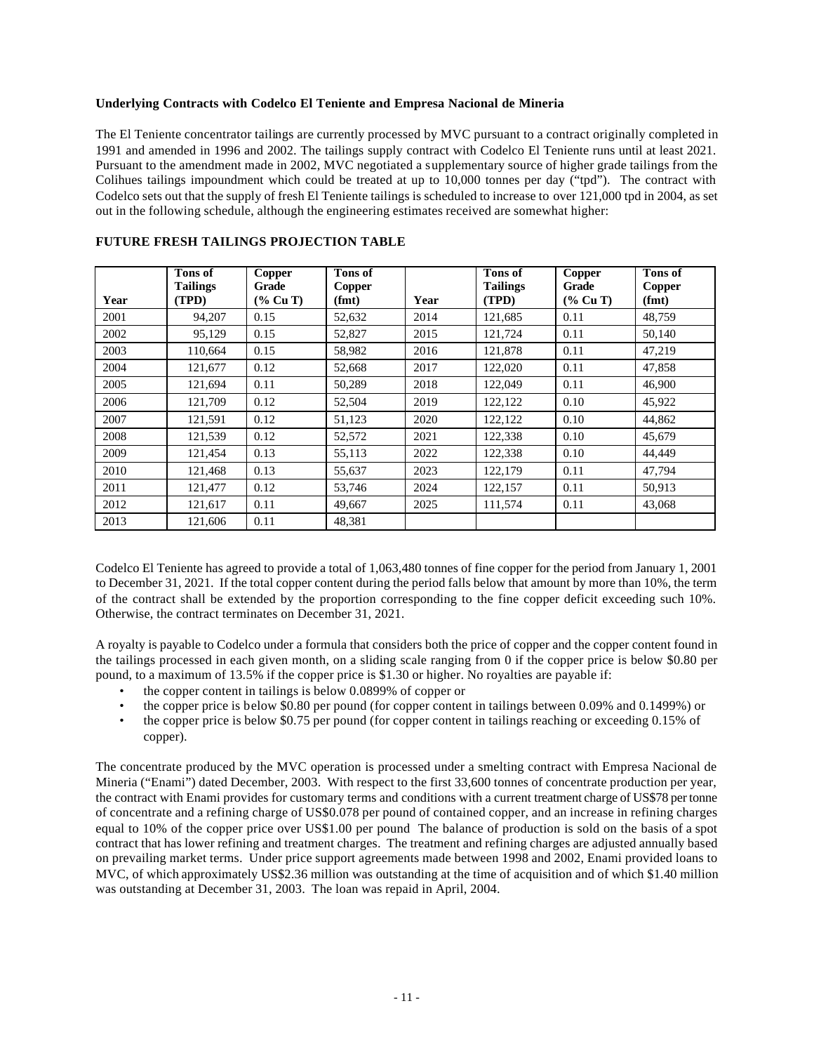**Underlying Contracts with Codelco El Teniente and Empresa Nacional de Mineria**

The El Teniente concentrator tailings are currently processed by MVC pursuant to a contract originally completed in 1991 and amended in 1996 and 2002. The tailings supply contract with Codelco El Teniente runs until at least 2021. Pursuant to the amendment made in 2002, MVC negotiated a supplementary source of higher grade tailings from the Colihues tailings impoundment which could be treated at up to 10,000 tonnes per day ("tpd"). The contract with Codelco sets out that the supply of fresh El Teniente tailings is scheduled to increase to over 121,000 tpd in 2004, as set out in the following schedule, although the engineering estimates received are somewhat higher:

**FUTURE FRESH TAILINGS PROJECTION TABLE**

| Year | Tons of Tailings (TPD) | Copper Grade (% Cu T) | Tons of Copper (fmt) | Year | Tons of Tailings (TPD) | Copper Grade (% Cu T) | Tons of Copper (fmt) |
|---|---|---|---|---|---|---|---|
| 2001 | 94,207 | 0.15 | 52,632 | 2014 | 121,685 | 0.11 | 48,759 |
| 2002 | 95,129 | 0.15 | 52,827 | 2015 | 121,724 | 0.11 | 50,140 |
| 2003 | 110,664 | 0.15 | 58,982 | 2016 | 121,878 | 0.11 | 47,219 |
| 2004 | 121,677 | 0.12 | 52,668 | 2017 | 122,020 | 0.11 | 47,858 |
| 2005 | 121,694 | 0.11 | 50,289 | 2018 | 122,049 | 0.11 | 46,900 |
| 2006 | 121,709 | 0.12 | 52,504 | 2019 | 122,122 | 0.10 | 45,922 |
| 2007 | 121,591 | 0.12 | 51,123 | 2020 | 122,122 | 0.10 | 44,862 |
| 2008 | 121,539 | 0.12 | 52,572 | 2021 | 122,338 | 0.10 | 45,679 |
| 2009 | 121,454 | 0.13 | 55,113 | 2022 | 122,338 | 0.10 | 44,449 |
| 2010 | 121,468 | 0.13 | 55,637 | 2023 | 122,179 | 0.11 | 47,794 |
| 2011 | 121,477 | 0.12 | 53,746 | 2024 | 122,157 | 0.11 | 50,913 |
| 2012 | 121,617 | 0.11 | 49,667 | 2025 | 111,574 | 0.11 | 43,068 |
| 2013 | 121,606 | 0.11 | 48,381 | | | | |

Codelco El Teniente has agreed to provide a total of 1,063,480 tonnes of fine copper for the period from January 1, 2001 to December 31, 2021. If the total copper content during the period falls below that amount by more than 10%, the term of the contract shall be extended by the proportion corresponding to the fine copper deficit exceeding such 10%. Otherwise, the contract terminates on December 31, 2021.

A royalty is payable to Codelco under a formula that considers both the price of copper and the copper content found in the tailings processed in each given month, on a sliding scale ranging from 0 if the copper price is below $0.80 per pound, to a maximum of 13.5% if the copper price is $1.30 or higher. No royalties are payable if:

- the copper content in tailings is below 0.0899% of copper or
- the copper price is below $0.80 per pound (for copper content in tailings between 0.09% and 0.1499%) or
- the copper price is below $0.75 per pound (for copper content in tailings reaching or exceeding 0.15% of copper).

The concentrate produced by the MVC operation is processed under a smelting contract with Empresa Nacional de Mineria ("Enami") dated December, 2003. With respect to the first 33,600 tonnes of concentrate production per year, the contract with Enami provides for customary terms and conditions with a current treatment charge of US$78 per tonne of concentrate and a refining charge of US$0.078 per pound of contained copper, and an increase in refining charges equal to 10% of the copper price over US$1.00 per pound The balance of production is sold on the basis of a spot contract that has lower refining and treatment charges. The treatment and refining charges are adjusted annually based on prevailing market terms. Under price support agreements made between 1998 and 2002, Enami provided loans to MVC, of which approximately US$2.36 million was outstanding at the time of acquisition and of which $1.40 million was outstanding at December 31, 2003. The loan was repaid in April, 2004.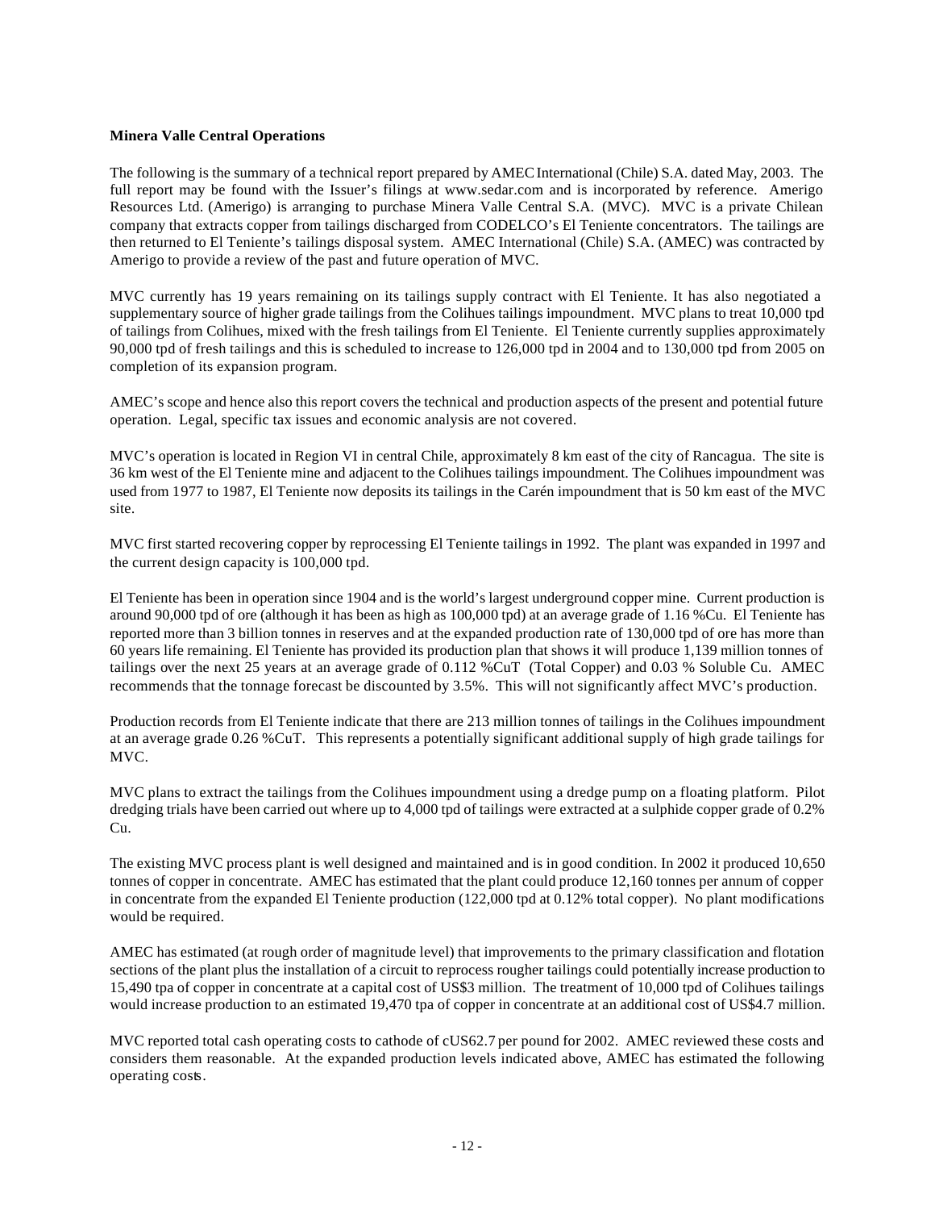**Minera Valle Central Operations**

The following is the summary of a technical report prepared by AMEC International (Chile) S.A. dated May, 2003. The full report may be found with the Issuer's filings at www.sedar.com and is incorporated by reference. Amerigo Resources Ltd. (Amerigo) is arranging to purchase Minera Valle Central S.A. (MVC). MVC is a private Chilean company that extracts copper from tailings discharged from CODELCO's El Teniente concentrators. The tailings are then returned to El Teniente's tailings disposal system. AMEC International (Chile) S.A. (AMEC) was contracted by Amerigo to provide a review of the past and future operation of MVC.

MVC currently has 19 years remaining on its tailings supply contract with El Teniente. It has also negotiated a supplementary source of higher grade tailings from the Colihues tailings impoundment. MVC plans to treat 10,000 tpd of tailings from Colihues, mixed with the fresh tailings from El Teniente. El Teniente currently supplies approximately 90,000 tpd of fresh tailings and this is scheduled to increase to 126,000 tpd in 2004 and to 130,000 tpd from 2005 on completion of its expansion program.

AMEC's scope and hence also this report covers the technical and production aspects of the present and potential future operation. Legal, specific tax issues and economic analysis are not covered.

MVC's operation is located in Region VI in central Chile, approximately 8 km east of the city of Rancagua. The site is 36 km west of the El Teniente mine and adjacent to the Colihues tailings impoundment. The Colihues impoundment was used from 1977 to 1987, El Teniente now deposits its tailings in the Carén impoundment that is 50 km east of the MVC site.

MVC first started recovering copper by reprocessing El Teniente tailings in 1992. The plant was expanded in 1997 and the current design capacity is 100,000 tpd.

El Teniente has been in operation since 1904 and is the world's largest underground copper mine. Current production is around 90,000 tpd of ore (although it has been as high as 100,000 tpd) at an average grade of 1.16 %Cu. El Teniente has reported more than 3 billion tonnes in reserves and at the expanded production rate of 130,000 tpd of ore has more than 60 years life remaining. El Teniente has provided its production plan that shows it will produce 1,139 million tonnes of tailings over the next 25 years at an average grade of 0.112 %CuT (Total Copper) and 0.03 % Soluble Cu. AMEC recommends that the tonnage forecast be discounted by 3.5%. This will not significantly affect MVC's production.

Production records from El Teniente indicate that there are 213 million tonnes of tailings in the Colihues impoundment at an average grade 0.26 %CuT. This represents a potentially significant additional supply of high grade tailings for MVC.

MVC plans to extract the tailings from the Colihues impoundment using a dredge pump on a floating platform. Pilot dredging trials have been carried out where up to 4,000 tpd of tailings were extracted at a sulphide copper grade of 0.2% Cu.

The existing MVC process plant is well designed and maintained and is in good condition. In 2002 it produced 10,650 tonnes of copper in concentrate. AMEC has estimated that the plant could produce 12,160 tonnes per annum of copper in concentrate from the expanded El Teniente production (122,000 tpd at 0.12% total copper). No plant modifications would be required.

AMEC has estimated (at rough order of magnitude level) that improvements to the primary classification and flotation sections of the plant plus the installation of a circuit to reprocess rougher tailings could potentially increase production to 15,490 tpa of copper in concentrate at a capital cost of US$3 million. The treatment of 10,000 tpd of Colihues tailings would increase production to an estimated 19,470 tpa of copper in concentrate at an additional cost of US$4.7 million.

MVC reported total cash operating costs to cathode of cUS62.7 per pound for 2002. AMEC reviewed these costs and considers them reasonable. At the expanded production levels indicated above, AMEC has estimated the following operating costs.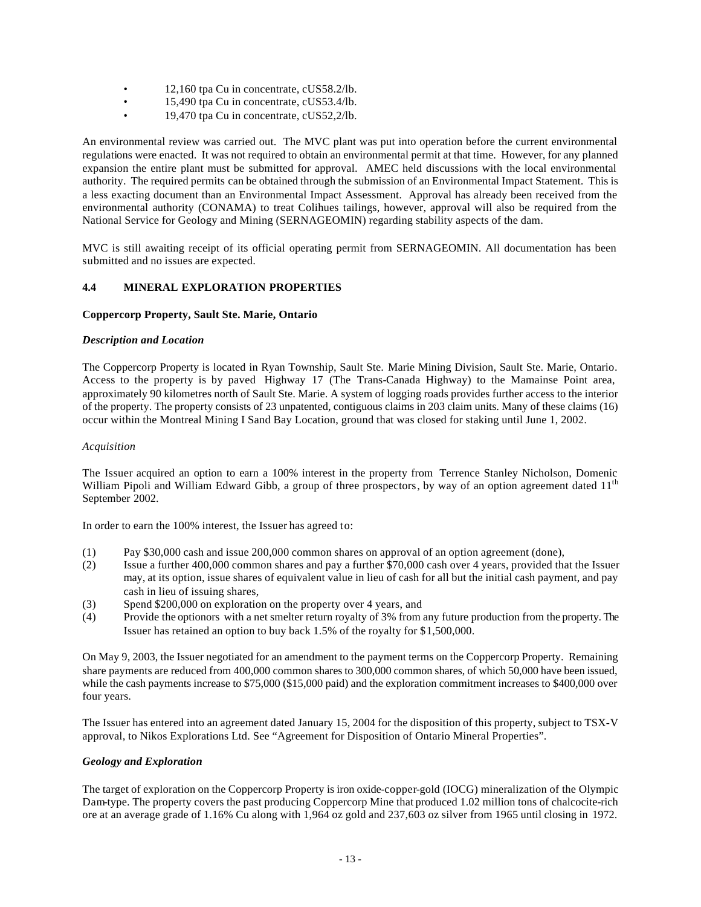- 12,160 tpa Cu in concentrate, cUS58.2/lb.
- 15,490 tpa Cu in concentrate, cUS53.4/lb.
- 19,470 tpa Cu in concentrate, cUS52,2/lb.

An environmental review was carried out. The MVC plant was put into operation before the current environmental regulations were enacted. It was not required to obtain an environmental permit at that time. However, for any planned expansion the entire plant must be submitted for approval. AMEC held discussions with the local environmental authority. The required permits can be obtained through the submission of an Environmental Impact Statement. This is a less exacting document than an Environmental Impact Assessment. Approval has already been received from the environmental authority (CONAMA) to treat Colihues tailings, however, approval will also be required from the National Service for Geology and Mining (SERNAGEOMIN) regarding stability aspects of the dam.

MVC is still awaiting receipt of its official operating permit from SERNAGEOMIN. All documentation has been submitted and no issues are expected.

## 4.4 MINERAL EXPLORATION PROPERTIES

**Coppercorp Property, Sault Ste. Marie, Ontario**

***Description and Location***

The Coppercorp Property is located in Ryan Township, Sault Ste. Marie Mining Division, Sault Ste. Marie, Ontario. Access to the property is by paved Highway 17 (The Trans-Canada Highway) to the Mamainse Point area, approximately 90 kilometres north of Sault Ste. Marie. A system of logging roads provides further access to the interior of the property. The property consists of 23 unpatented, contiguous claims in 203 claim units. Many of these claims (16) occur within the Montreal Mining I Sand Bay Location, ground that was closed for staking until June 1, 2002.

*Acquisition*

The Issuer acquired an option to earn a 100% interest in the property from Terrence Stanley Nicholson, Domenic William Pipoli and William Edward Gibb, a group of three prospectors, by way of an option agreement dated 11th September 2002.

In order to earn the 100% interest, the Issuer has agreed to:

(1) Pay $30,000 cash and issue 200,000 common shares on approval of an option agreement (done),
(2) Issue a further 400,000 common shares and pay a further $70,000 cash over 4 years, provided that the Issuer may, at its option, issue shares of equivalent value in lieu of cash for all but the initial cash payment, and pay cash in lieu of issuing shares,
(3) Spend $200,000 on exploration on the property over 4 years, and
(4) Provide the optionors with a net smelter return royalty of 3% from any future production from the property. The Issuer has retained an option to buy back 1.5% of the royalty for $1,500,000.

On May 9, 2003, the Issuer negotiated for an amendment to the payment terms on the Coppercorp Property. Remaining share payments are reduced from 400,000 common shares to 300,000 common shares, of which 50,000 have been issued, while the cash payments increase to $75,000 ($15,000 paid) and the exploration commitment increases to $400,000 over four years.

The Issuer has entered into an agreement dated January 15, 2004 for the disposition of this property, subject to TSX-V approval, to Nikos Explorations Ltd. See "Agreement for Disposition of Ontario Mineral Properties".

***Geology and Exploration***

The target of exploration on the Coppercorp Property is iron oxide-copper-gold (IOCG) mineralization of the Olympic Dam-type. The property covers the past producing Coppercorp Mine that produced 1.02 million tons of chalcocite-rich ore at an average grade of 1.16% Cu along with 1,964 oz gold and 237,603 oz silver from 1965 until closing in 1972.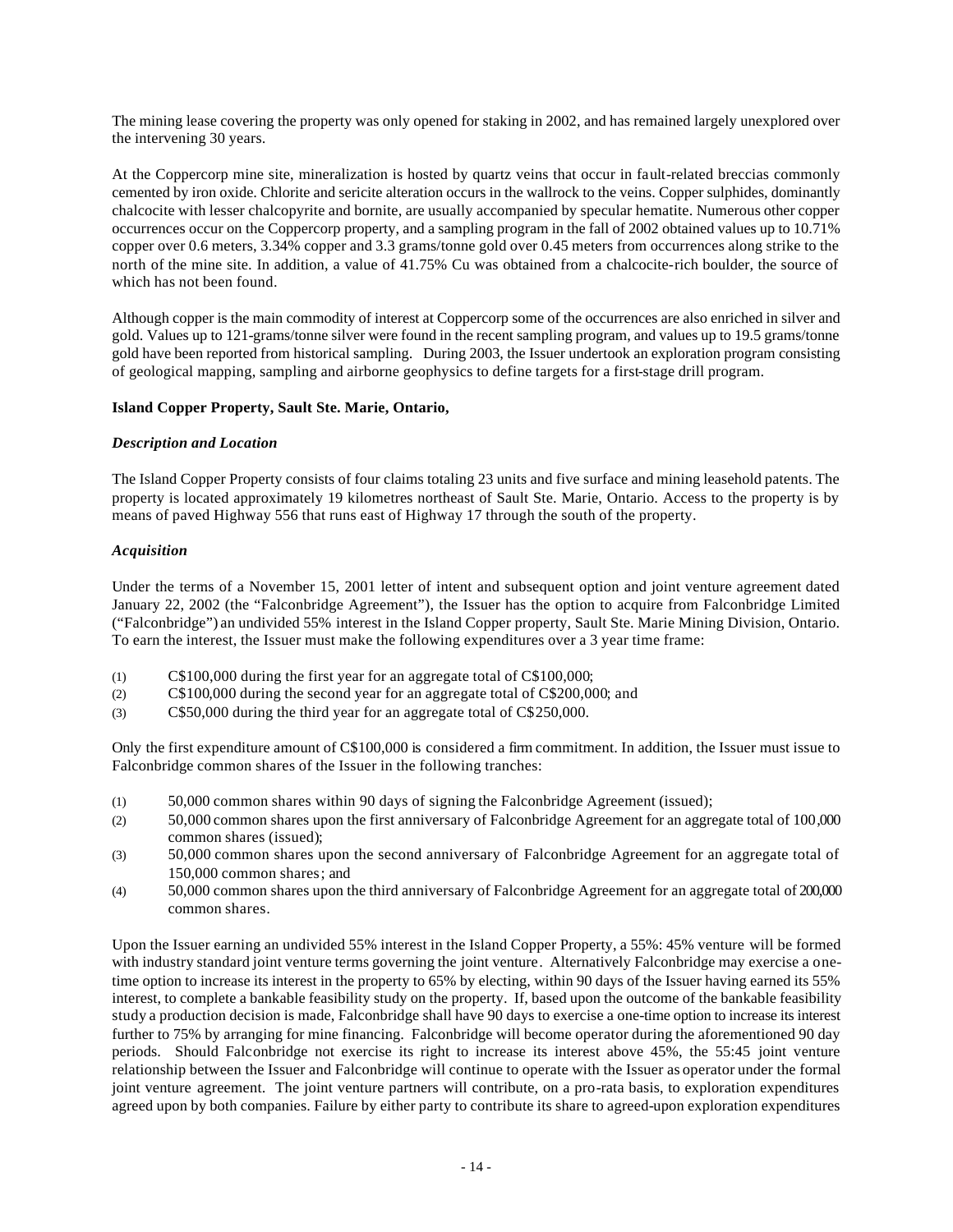The mining lease covering the property was only opened for staking in 2002, and has remained largely unexplored over the intervening 30 years.

At the Coppercorp mine site, mineralization is hosted by quartz veins that occur in fault-related breccias commonly cemented by iron oxide. Chlorite and sericite alteration occurs in the wallrock to the veins. Copper sulphides, dominantly chalcocite with lesser chalcopyrite and bornite, are usually accompanied by specular hematite. Numerous other copper occurrences occur on the Coppercorp property, and a sampling program in the fall of 2002 obtained values up to 10.71% copper over 0.6 meters, 3.34% copper and 3.3 grams/tonne gold over 0.45 meters from occurrences along strike to the north of the mine site. In addition, a value of 41.75% Cu was obtained from a chalcocite-rich boulder, the source of which has not been found.

Although copper is the main commodity of interest at Coppercorp some of the occurrences are also enriched in silver and gold. Values up to 121-grams/tonne silver were found in the recent sampling program, and values up to 19.5 grams/tonne gold have been reported from historical sampling. During 2003, the Issuer undertook an exploration program consisting of geological mapping, sampling and airborne geophysics to define targets for a first-stage drill program.

**Island Copper Property, Sault Ste. Marie, Ontario,**

***Description and Location***

The Island Copper Property consists of four claims totaling 23 units and five surface and mining leasehold patents. The property is located approximately 19 kilometres northeast of Sault Ste. Marie, Ontario. Access to the property is by means of paved Highway 556 that runs east of Highway 17 through the south of the property.

***Acquisition***

Under the terms of a November 15, 2001 letter of intent and subsequent option and joint venture agreement dated January 22, 2002 (the "Falconbridge Agreement"), the Issuer has the option to acquire from Falconbridge Limited ("Falconbridge") an undivided 55% interest in the Island Copper property, Sault Ste. Marie Mining Division, Ontario. To earn the interest, the Issuer must make the following expenditures over a 3 year time frame:

(1) C$100,000 during the first year for an aggregate total of C$100,000;
(2) C$100,000 during the second year for an aggregate total of C$200,000; and
(3) C$50,000 during the third year for an aggregate total of C$250,000.

Only the first expenditure amount of C$100,000 is considered a firm commitment. In addition, the Issuer must issue to Falconbridge common shares of the Issuer in the following tranches:

(1) 50,000 common shares within 90 days of signing the Falconbridge Agreement (issued);
(2) 50,000 common shares upon the first anniversary of Falconbridge Agreement for an aggregate total of 100,000 common shares (issued);
(3) 50,000 common shares upon the second anniversary of Falconbridge Agreement for an aggregate total of 150,000 common shares; and
(4) 50,000 common shares upon the third anniversary of Falconbridge Agreement for an aggregate total of 200,000 common shares.

Upon the Issuer earning an undivided 55% interest in the Island Copper Property, a 55%: 45% venture will be formed with industry standard joint venture terms governing the joint venture. Alternatively Falconbridge may exercise a one-time option to increase its interest in the property to 65% by electing, within 90 days of the Issuer having earned its 55% interest, to complete a bankable feasibility study on the property. If, based upon the outcome of the bankable feasibility study a production decision is made, Falconbridge shall have 90 days to exercise a one-time option to increase its interest further to 75% by arranging for mine financing. Falconbridge will become operator during the aforementioned 90 day periods. Should Falconbridge not exercise its right to increase its interest above 45%, the 55:45 joint venture relationship between the Issuer and Falconbridge will continue to operate with the Issuer as operator under the formal joint venture agreement. The joint venture partners will contribute, on a pro-rata basis, to exploration expenditures agreed upon by both companies. Failure by either party to contribute its share to agreed-upon exploration expenditures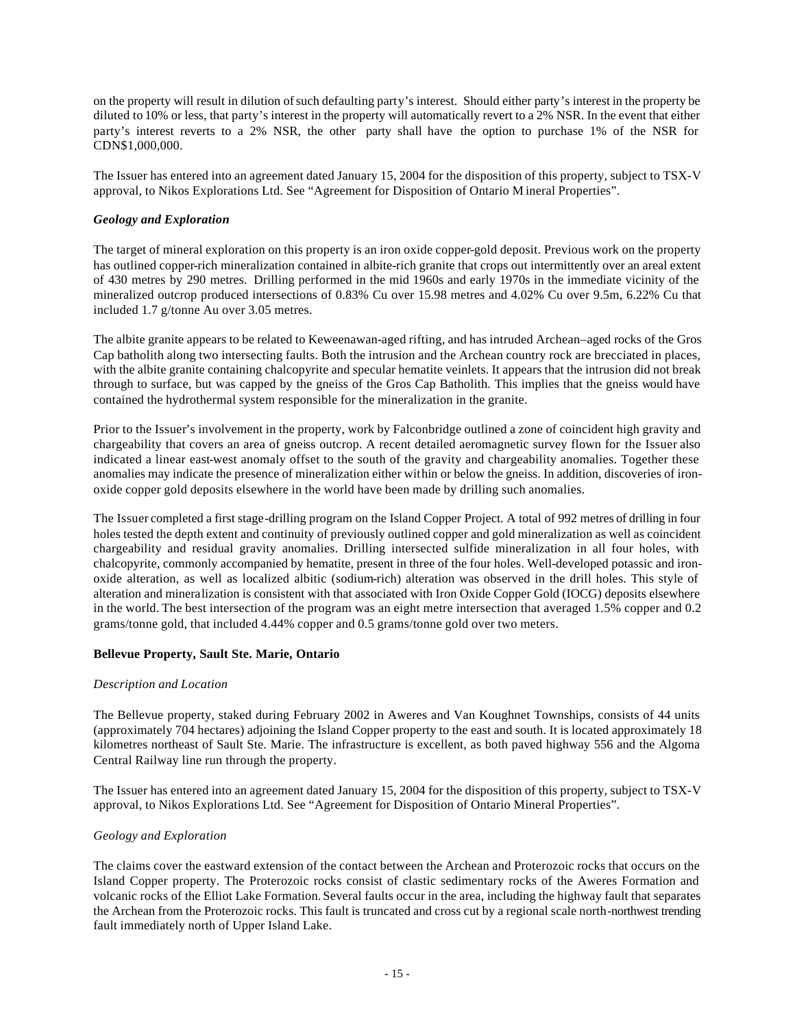on the property will result in dilution of such defaulting party's interest. Should either party's interest in the property be diluted to 10% or less, that party's interest in the property will automatically revert to a 2% NSR. In the event that either party's interest reverts to a 2% NSR, the other party shall have the option to purchase 1% of the NSR for CDN$1,000,000.

The Issuer has entered into an agreement dated January 15, 2004 for the disposition of this property, subject to TSX-V approval, to Nikos Explorations Ltd. See "Agreement for Disposition of Ontario Mineral Properties".

### *Geology and Exploration*

The target of mineral exploration on this property is an iron oxide copper-gold deposit. Previous work on the property has outlined copper-rich mineralization contained in albite-rich granite that crops out intermittently over an areal extent of 430 metres by 290 metres. Drilling performed in the mid 1960s and early 1970s in the immediate vicinity of the mineralized outcrop produced intersections of 0.83% Cu over 15.98 metres and 4.02% Cu over 9.5m, 6.22% Cu that included 1.7 g/tonne Au over 3.05 metres.

The albite granite appears to be related to Keweenawan-aged rifting, and has intruded Archean–aged rocks of the Gros Cap batholith along two intersecting faults. Both the intrusion and the Archean country rock are brecciated in places, with the albite granite containing chalcopyrite and specular hematite veinlets. It appears that the intrusion did not break through to surface, but was capped by the gneiss of the Gros Cap Batholith. This implies that the gneiss would have contained the hydrothermal system responsible for the mineralization in the granite.

Prior to the Issuer's involvement in the property, work by Falconbridge outlined a zone of coincident high gravity and chargeability that covers an area of gneiss outcrop. A recent detailed aeromagnetic survey flown for the Issuer also indicated a linear east-west anomaly offset to the south of the gravity and chargeability anomalies. Together these anomalies may indicate the presence of mineralization either within or below the gneiss. In addition, discoveries of iron-oxide copper gold deposits elsewhere in the world have been made by drilling such anomalies.

The Issuer completed a first stage-drilling program on the Island Copper Project. A total of 992 metres of drilling in four holes tested the depth extent and continuity of previously outlined copper and gold mineralization as well as coincident chargeability and residual gravity anomalies. Drilling intersected sulfide mineralization in all four holes, with chalcopyrite, commonly accompanied by hematite, present in three of the four holes. Well-developed potassic and iron-oxide alteration, as well as localized albitic (sodium-rich) alteration was observed in the drill holes. This style of alteration and mineralization is consistent with that associated with Iron Oxide Copper Gold (IOCG) deposits elsewhere in the world. The best intersection of the program was an eight metre intersection that averaged 1.5% copper and 0.2 grams/tonne gold, that included 4.44% copper and 0.5 grams/tonne gold over two meters.

### **Bellevue Property, Sault Ste. Marie, Ontario**

*Description and Location*

The Bellevue property, staked during February 2002 in Aweres and Van Koughnet Townships, consists of 44 units (approximately 704 hectares) adjoining the Island Copper property to the east and south. It is located approximately 18 kilometres northeast of Sault Ste. Marie. The infrastructure is excellent, as both paved highway 556 and the Algoma Central Railway line run through the property.

The Issuer has entered into an agreement dated January 15, 2004 for the disposition of this property, subject to TSX-V approval, to Nikos Explorations Ltd. See "Agreement for Disposition of Ontario Mineral Properties".

*Geology and Exploration*

The claims cover the eastward extension of the contact between the Archean and Proterozoic rocks that occurs on the Island Copper property. The Proterozoic rocks consist of clastic sedimentary rocks of the Aweres Formation and volcanic rocks of the Elliot Lake Formation. Several faults occur in the area, including the highway fault that separates the Archean from the Proterozoic rocks. This fault is truncated and cross cut by a regional scale north-northwest trending fault immediately north of Upper Island Lake.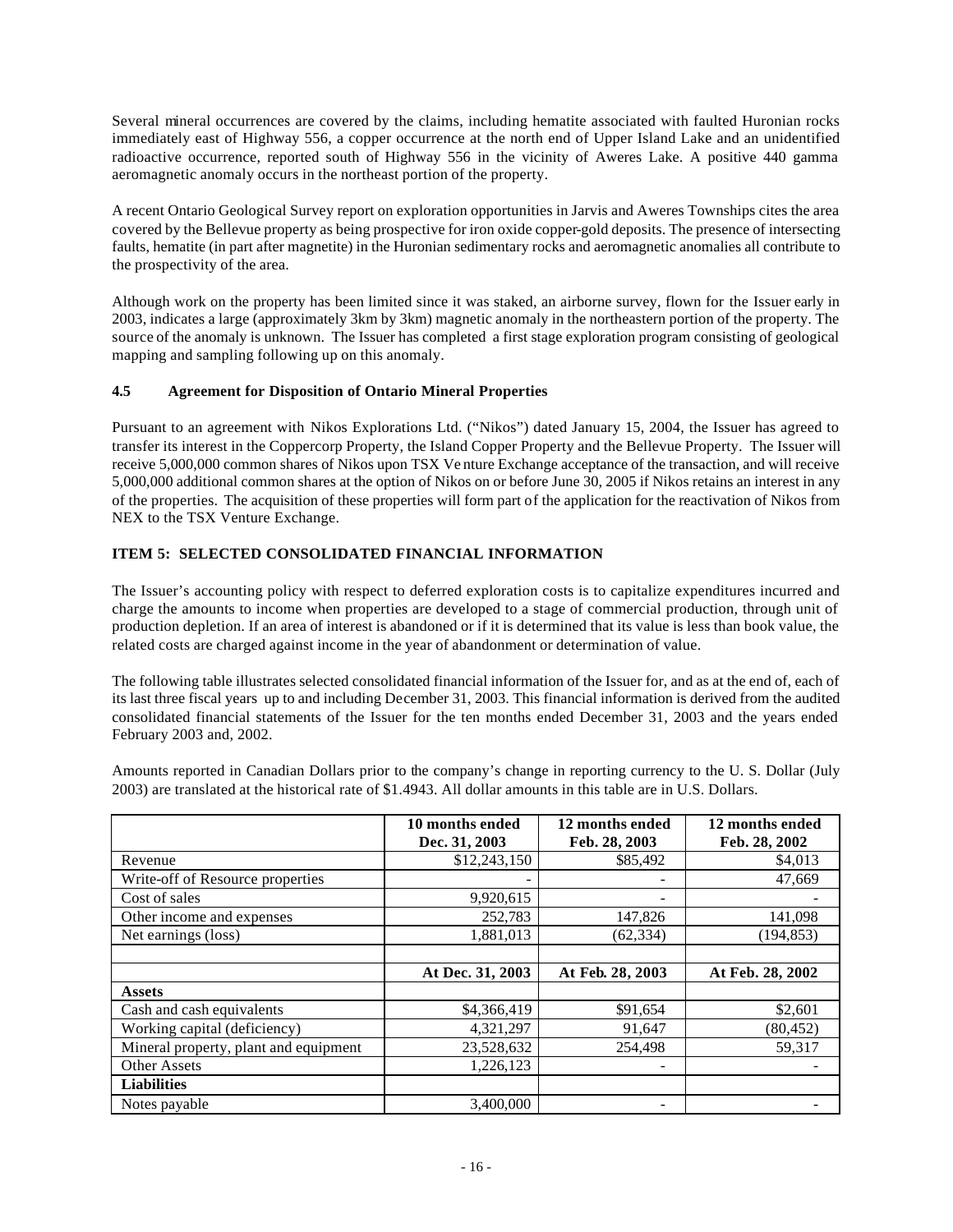Several mineral occurrences are covered by the claims, including hematite associated with faulted Huronian rocks immediately east of Highway 556, a copper occurrence at the north end of Upper Island Lake and an unidentified radioactive occurrence, reported south of Highway 556 in the vicinity of Aweres Lake. A positive 440 gamma aeromagnetic anomaly occurs in the northeast portion of the property.

A recent Ontario Geological Survey report on exploration opportunities in Jarvis and Aweres Townships cites the area covered by the Bellevue property as being prospective for iron oxide copper-gold deposits. The presence of intersecting faults, hematite (in part after magnetite) in the Huronian sedimentary rocks and aeromagnetic anomalies all contribute to the prospectivity of the area.

Although work on the property has been limited since it was staked, an airborne survey, flown for the Issuer early in 2003, indicates a large (approximately 3km by 3km) magnetic anomaly in the northeastern portion of the property. The source of the anomaly is unknown. The Issuer has completed a first stage exploration program consisting of geological mapping and sampling following up on this anomaly.

### 4.5 Agreement for Disposition of Ontario Mineral Properties

Pursuant to an agreement with Nikos Explorations Ltd. ("Nikos") dated January 15, 2004, the Issuer has agreed to transfer its interest in the Coppercorp Property, the Island Copper Property and the Bellevue Property. The Issuer will receive 5,000,000 common shares of Nikos upon TSX Venture Exchange acceptance of the transaction, and will receive 5,000,000 additional common shares at the option of Nikos on or before June 30, 2005 if Nikos retains an interest in any of the properties. The acquisition of these properties will form part of the application for the reactivation of Nikos from NEX to the TSX Venture Exchange.

## ITEM 5: SELECTED CONSOLIDATED FINANCIAL INFORMATION

The Issuer's accounting policy with respect to deferred exploration costs is to capitalize expenditures incurred and charge the amounts to income when properties are developed to a stage of commercial production, through unit of production depletion. If an area of interest is abandoned or if it is determined that its value is less than book value, the related costs are charged against income in the year of abandonment or determination of value.

The following table illustrates selected consolidated financial information of the Issuer for, and as at the end of, each of its last three fiscal years up to and including December 31, 2003. This financial information is derived from the audited consolidated financial statements of the Issuer for the ten months ended December 31, 2003 and the years ended February 2003 and, 2002.

Amounts reported in Canadian Dollars prior to the company's change in reporting currency to the U. S. Dollar (July 2003) are translated at the historical rate of $1.4943. All dollar amounts in this table are in U.S. Dollars.

| | **10 months ended Dec. 31, 2003** | **12 months ended Feb. 28, 2003** | **12 months ended Feb. 28, 2002** |
|---|---|---|---|
| Revenue | $12,243,150 | $85,492 | $4,013 |
| Write-off of Resource properties | - | - | 47,669 |
| Cost of sales | 9,920,615 | - | - |
| Other income and expenses | 252,783 | 147,826 | 141,098 |
| Net earnings (loss) | 1,881,013 | (62,334) | (194,853) |
| | | | |
| | **At Dec. 31, 2003** | **At Feb. 28, 2003** | **At Feb. 28, 2002** |
| **Assets** | | | |
| Cash and cash equivalents | $4,366,419 | $91,654 | $2,601 |
| Working capital (deficiency) | 4,321,297 | 91,647 | (80,452) |
| Mineral property, plant and equipment | 23,528,632 | 254,498 | 59,317 |
| Other Assets | 1,226,123 | - | - |
| **Liabilities** | | | |
| Notes payable | 3,400,000 | - | - |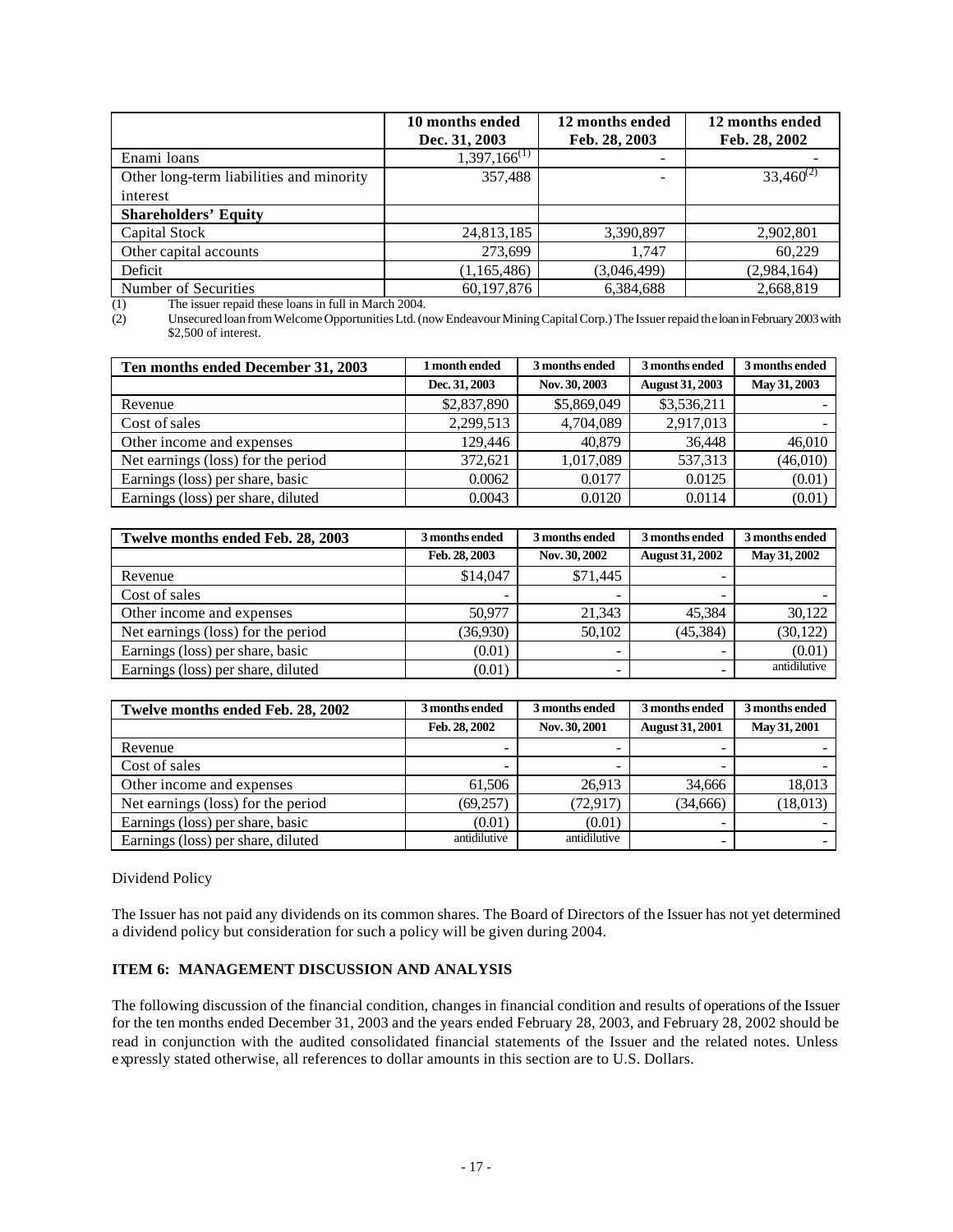|  | 10 months ended Dec. 31, 2003 | 12 months ended Feb. 28, 2003 | 12 months ended Feb. 28, 2002 |
|---|---|---|---|
| Enami loans | 1,397,166[(1)] | - | - |
| Other long-term liabilities and minority interest | 357,488 | - | 33,460[(2)] |
| **Shareholders' Equity** |  |  |  |
| Capital Stock | 24,813,185 | 3,390,897 | 2,902,801 |
| Other capital accounts | 273,699 | 1,747 | 60,229 |
| Deficit | (1,165,486) | (3,046,499) | (2,984,164) |
| Number of Securities | 60,197,876 | 6,384,688 | 2,668,819 |

(1) The issuer repaid these loans in full in March 2004.

(2) Unsecured loan from Welcome Opportunities Ltd. (now Endeavour Mining Capital Corp.) The Issuer repaid the loan in February 2003 with $2,500 of interest.

| Ten months ended December 31, 2003 | 1 month ended | 3 months ended | 3 months ended | 3 months ended |
|---|---|---|---|---|
|  | Dec. 31, 2003 | Nov. 30, 2003 | August 31, 2003 | May 31, 2003 |
| Revenue | $2,837,890 | $5,869,049 | $3,536,211 | - |
| Cost of sales | 2,299,513 | 4,704,089 | 2,917,013 | - |
| Other income and expenses | 129,446 | 40,879 | 36,448 | 46,010 |
| Net earnings (loss) for the period | 372,621 | 1,017,089 | 537,313 | (46,010) |
| Earnings (loss) per share, basic | 0.0062 | 0.0177 | 0.0125 | (0.01) |
| Earnings (loss) per share, diluted | 0.0043 | 0.0120 | 0.0114 | (0.01) |

| Twelve months ended Feb. 28, 2003 | 3 months ended | 3 months ended | 3 months ended | 3 months ended |
|---|---|---|---|---|
|  | Feb. 28, 2003 | Nov. 30, 2002 | August 31, 2002 | May 31, 2002 |
| Revenue | $14,047 | $71,445 | - |  |
| Cost of sales | - | - | - | - |
| Other income and expenses | 50,977 | 21,343 | 45,384 | 30,122 |
| Net earnings (loss) for the period | (36,930) | 50,102 | (45,384) | (30,122) |
| Earnings (loss) per share, basic | (0.01) | - | - | (0.01) |
| Earnings (loss) per share, diluted | (0.01) | - | - | antidilutive |

| Twelve months ended Feb. 28, 2002 | 3 months ended | 3 months ended | 3 months ended | 3 months ended |
|---|---|---|---|---|
|  | Feb. 28, 2002 | Nov. 30, 2001 | August 31, 2001 | May 31, 2001 |
| Revenue | - | - | - | - |
| Cost of sales | - | - | - | - |
| Other income and expenses | 61,506 | 26,913 | 34,666 | 18,013 |
| Net earnings (loss) for the period | (69,257) | (72,917) | (34,666) | (18,013) |
| Earnings (loss) per share, basic | (0.01) | (0.01) | - | - |
| Earnings (loss) per share, diluted | antidilutive | antidilutive | - | - |

Dividend Policy

The Issuer has not paid any dividends on its common shares. The Board of Directors of the Issuer has not yet determined a dividend policy but consideration for such a policy will be given during 2004.

**ITEM 6: MANAGEMENT DISCUSSION AND ANALYSIS**

The following discussion of the financial condition, changes in financial condition and results of operations of the Issuer for the ten months ended December 31, 2003 and the years ended February 28, 2003, and February 28, 2002 should be read in conjunction with the audited consolidated financial statements of the Issuer and the related notes. Unless expressly stated otherwise, all references to dollar amounts in this section are to U.S. Dollars.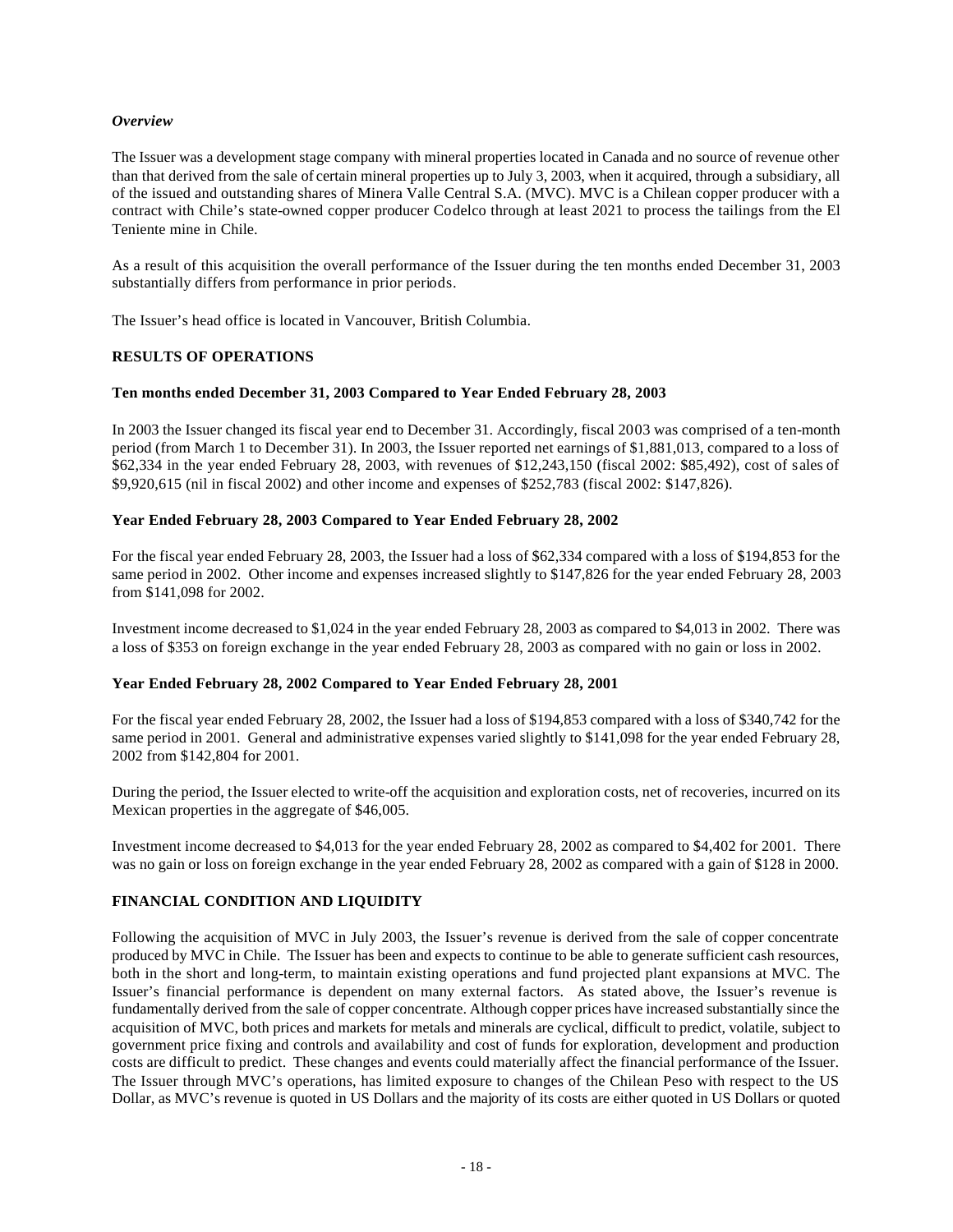### *Overview*

The Issuer was a development stage company with mineral properties located in Canada and no source of revenue other than that derived from the sale of certain mineral properties up to July 3, 2003, when it acquired, through a subsidiary, all of the issued and outstanding shares of Minera Valle Central S.A. (MVC). MVC is a Chilean copper producer with a contract with Chile's state-owned copper producer Codelco through at least 2021 to process the tailings from the El Teniente mine in Chile.

As a result of this acquisition the overall performance of the Issuer during the ten months ended December 31, 2003 substantially differs from performance in prior periods.

The Issuer's head office is located in Vancouver, British Columbia.

## RESULTS OF OPERATIONS

### Ten months ended December 31, 2003 Compared to Year Ended February 28, 2003

In 2003 the Issuer changed its fiscal year end to December 31. Accordingly, fiscal 2003 was comprised of a ten-month period (from March 1 to December 31). In 2003, the Issuer reported net earnings of $1,881,013, compared to a loss of $62,334 in the year ended February 28, 2003, with revenues of $12,243,150 (fiscal 2002: $85,492), cost of sales of $9,920,615 (nil in fiscal 2002) and other income and expenses of $252,783 (fiscal 2002: $147,826).

### Year Ended February 28, 2003 Compared to Year Ended February 28, 2002

For the fiscal year ended February 28, 2003, the Issuer had a loss of $62,334 compared with a loss of $194,853 for the same period in 2002. Other income and expenses increased slightly to $147,826 for the year ended February 28, 2003 from $141,098 for 2002.

Investment income decreased to $1,024 in the year ended February 28, 2003 as compared to $4,013 in 2002. There was a loss of $353 on foreign exchange in the year ended February 28, 2003 as compared with no gain or loss in 2002.

### Year Ended February 28, 2002 Compared to Year Ended February 28, 2001

For the fiscal year ended February 28, 2002, the Issuer had a loss of $194,853 compared with a loss of $340,742 for the same period in 2001. General and administrative expenses varied slightly to $141,098 for the year ended February 28, 2002 from $142,804 for 2001.

During the period, the Issuer elected to write-off the acquisition and exploration costs, net of recoveries, incurred on its Mexican properties in the aggregate of $46,005.

Investment income decreased to $4,013 for the year ended February 28, 2002 as compared to $4,402 for 2001. There was no gain or loss on foreign exchange in the year ended February 28, 2002 as compared with a gain of $128 in 2000.

## FINANCIAL CONDITION AND LIQUIDITY

Following the acquisition of MVC in July 2003, the Issuer's revenue is derived from the sale of copper concentrate produced by MVC in Chile. The Issuer has been and expects to continue to be able to generate sufficient cash resources, both in the short and long-term, to maintain existing operations and fund projected plant expansions at MVC. The Issuer's financial performance is dependent on many external factors. As stated above, the Issuer's revenue is fundamentally derived from the sale of copper concentrate. Although copper prices have increased substantially since the acquisition of MVC, both prices and markets for metals and minerals are cyclical, difficult to predict, volatile, subject to government price fixing and controls and availability and cost of funds for exploration, development and production costs are difficult to predict. These changes and events could materially affect the financial performance of the Issuer. The Issuer through MVC's operations, has limited exposure to changes of the Chilean Peso with respect to the US Dollar, as MVC's revenue is quoted in US Dollars and the majority of its costs are either quoted in US Dollars or quoted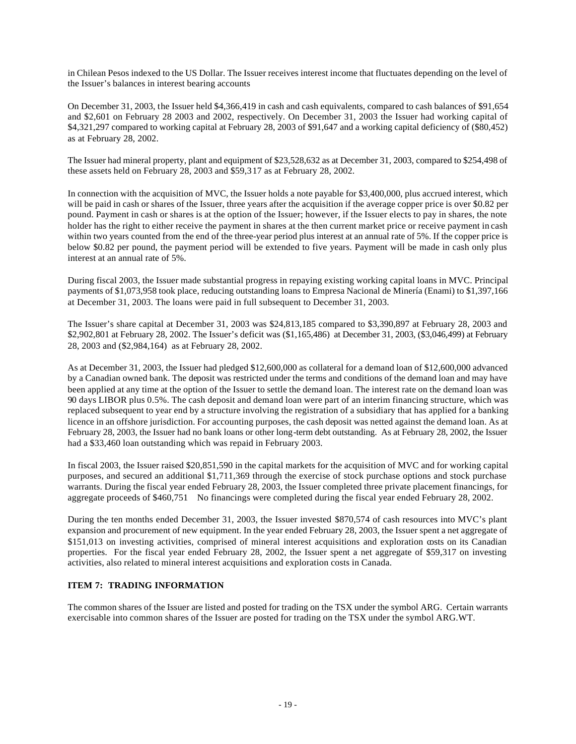in Chilean Pesos indexed to the US Dollar. The Issuer receives interest income that fluctuates depending on the level of the Issuer's balances in interest bearing accounts

On December 31, 2003, the Issuer held $4,366,419 in cash and cash equivalents, compared to cash balances of $91,654 and $2,601 on February 28 2003 and 2002, respectively. On December 31, 2003 the Issuer had working capital of $4,321,297 compared to working capital at February 28, 2003 of $91,647 and a working capital deficiency of ($80,452) as at February 28, 2002.

The Issuer had mineral property, plant and equipment of $23,528,632 as at December 31, 2003, compared to $254,498 of these assets held on February 28, 2003 and $59,317 as at February 28, 2002.

In connection with the acquisition of MVC, the Issuer holds a note payable for $3,400,000, plus accrued interest, which will be paid in cash or shares of the Issuer, three years after the acquisition if the average copper price is over $0.82 per pound. Payment in cash or shares is at the option of the Issuer; however, if the Issuer elects to pay in shares, the note holder has the right to either receive the payment in shares at the then current market price or receive payment in cash within two years counted from the end of the three-year period plus interest at an annual rate of 5%. If the copper price is below $0.82 per pound, the payment period will be extended to five years. Payment will be made in cash only plus interest at an annual rate of 5%.

During fiscal 2003, the Issuer made substantial progress in repaying existing working capital loans in MVC. Principal payments of $1,073,958 took place, reducing outstanding loans to Empresa Nacional de Minería (Enami) to $1,397,166 at December 31, 2003. The loans were paid in full subsequent to December 31, 2003.

The Issuer's share capital at December 31, 2003 was $24,813,185 compared to $3,390,897 at February 28, 2003 and $2,902,801 at February 28, 2002. The Issuer's deficit was ($1,165,486) at December 31, 2003, ($3,046,499) at February 28, 2003 and ($2,984,164) as at February 28, 2002.

As at December 31, 2003, the Issuer had pledged $12,600,000 as collateral for a demand loan of $12,600,000 advanced by a Canadian owned bank. The deposit was restricted under the terms and conditions of the demand loan and may have been applied at any time at the option of the Issuer to settle the demand loan. The interest rate on the demand loan was 90 days LIBOR plus 0.5%. The cash deposit and demand loan were part of an interim financing structure, which was replaced subsequent to year end by a structure involving the registration of a subsidiary that has applied for a banking licence in an offshore jurisdiction. For accounting purposes, the cash deposit was netted against the demand loan. As at February 28, 2003, the Issuer had no bank loans or other long-term debt outstanding. As at February 28, 2002, the Issuer had a $33,460 loan outstanding which was repaid in February 2003.

In fiscal 2003, the Issuer raised $20,851,590 in the capital markets for the acquisition of MVC and for working capital purposes, and secured an additional $1,711,369 through the exercise of stock purchase options and stock purchase warrants. During the fiscal year ended February 28, 2003, the Issuer completed three private placement financings, for aggregate proceeds of $460,751 No financings were completed during the fiscal year ended February 28, 2002.

During the ten months ended December 31, 2003, the Issuer invested $870,574 of cash resources into MVC's plant expansion and procurement of new equipment. In the year ended February 28, 2003, the Issuer spent a net aggregate of $151,013 on investing activities, comprised of mineral interest acquisitions and exploration costs on its Canadian properties. For the fiscal year ended February 28, 2002, the Issuer spent a net aggregate of $59,317 on investing activities, also related to mineral interest acquisitions and exploration costs in Canada.

## ITEM 7: TRADING INFORMATION

The common shares of the Issuer are listed and posted for trading on the TSX under the symbol ARG. Certain warrants exercisable into common shares of the Issuer are posted for trading on the TSX under the symbol ARG.WT.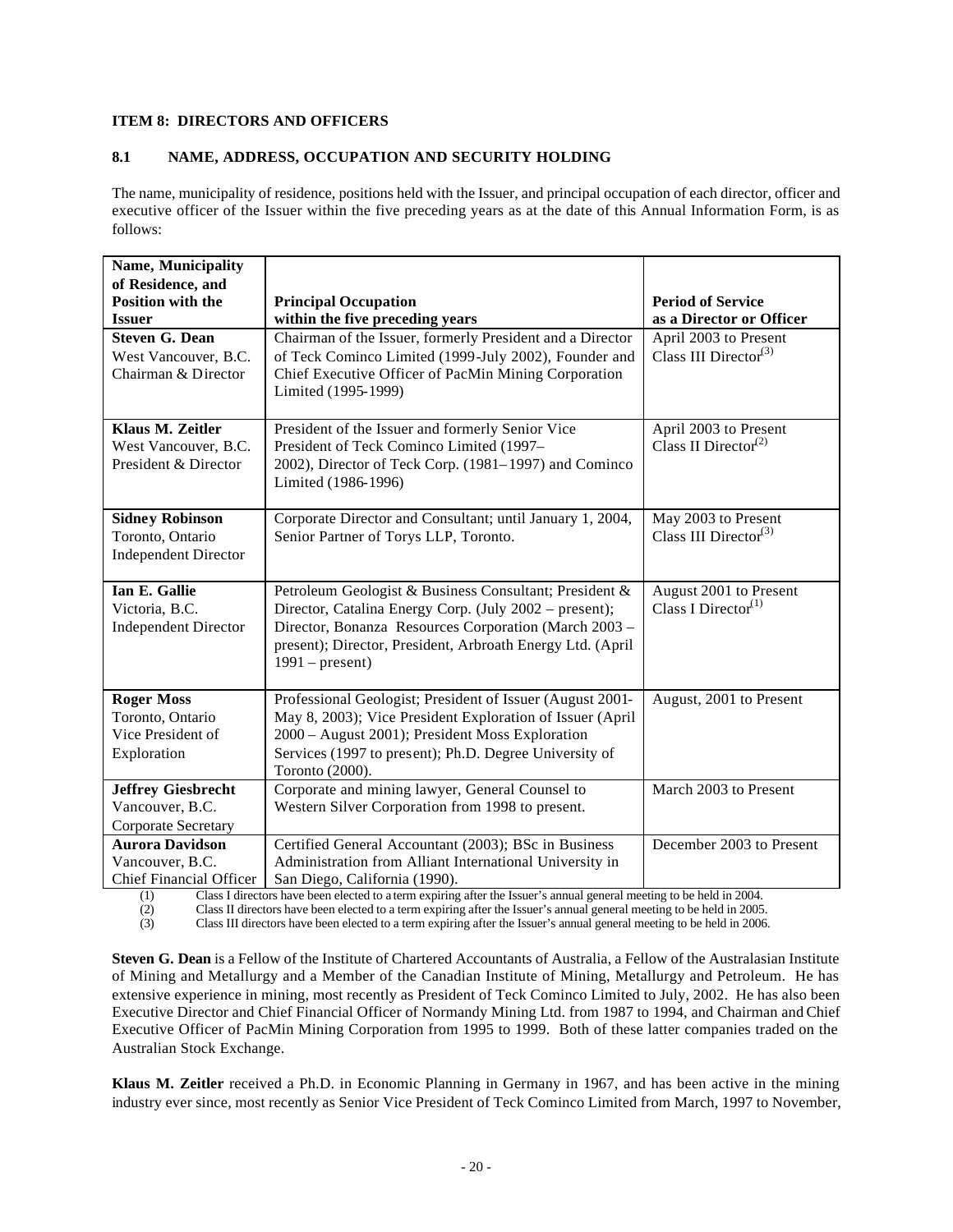**ITEM 8: DIRECTORS AND OFFICERS**

**8.1 NAME, ADDRESS, OCCUPATION AND SECURITY HOLDING**

The name, municipality of residence, positions held with the Issuer, and principal occupation of each director, officer and executive officer of the Issuer within the five preceding years as at the date of this Annual Information Form, is as follows:

| Name, Municipality of Residence, and Position with the Issuer | Principal Occupation within the five preceding years | Period of Service as a Director or Officer |
|---|---|---|
| **Steven G. Dean**<br>West Vancouver, B.C.<br>Chairman & Director | Chairman of the Issuer, formerly President and a Director of Teck Cominco Limited (1999-July 2002), Founder and Chief Executive Officer of PacMin Mining Corporation Limited (1995-1999) | April 2003 to Present<br>Class III Director[(3)] |
| **Klaus M. Zeitler**<br>West Vancouver, B.C.<br>President & Director | President of the Issuer and formerly Senior Vice President of Teck Cominco Limited (1997–2002), Director of Teck Corp. (1981–1997) and Cominco Limited (1986-1996) | April 2003 to Present<br>Class II Director[(2)] |
| **Sidney Robinson**<br>Toronto, Ontario<br>Independent Director | Corporate Director and Consultant; until January 1, 2004, Senior Partner of Torys LLP, Toronto. | May 2003 to Present<br>Class III Director[(3)] |
| **Ian E. Gallie**<br>Victoria, B.C.<br>Independent Director | Petroleum Geologist & Business Consultant; President & Director, Catalina Energy Corp. (July 2002 – present); Director, Bonanza Resources Corporation (March 2003 – present); Director, President, Arbroath Energy Ltd. (April 1991 – present) | August 2001 to Present<br>Class I Director[(1)] |
| **Roger Moss**<br>Toronto, Ontario<br>Vice President of Exploration | Professional Geologist; President of Issuer (August 2001-May 8, 2003); Vice President Exploration of Issuer (April 2000 – August 2001); President Moss Exploration Services (1997 to present); Ph.D. Degree University of Toronto (2000). | August, 2001 to Present |
| **Jeffrey Giesbrecht**<br>Vancouver, B.C.<br>Corporate Secretary | Corporate and mining lawyer, General Counsel to Western Silver Corporation from 1998 to present. | March 2003 to Present |
| **Aurora Davidson**<br>Vancouver, B.C.<br>Chief Financial Officer | Certified General Accountant (2003); BSc in Business Administration from Alliant International University in San Diego, California (1990). | December 2003 to Present |

(1) Class I directors have been elected to a term expiring after the Issuer's annual general meeting to be held in 2004.
(2) Class II directors have been elected to a term expiring after the Issuer's annual general meeting to be held in 2005.
(3) Class III directors have been elected to a term expiring after the Issuer's annual general meeting to be held in 2006.

**Steven G. Dean** is a Fellow of the Institute of Chartered Accountants of Australia, a Fellow of the Australasian Institute of Mining and Metallurgy and a Member of the Canadian Institute of Mining, Metallurgy and Petroleum. He has extensive experience in mining, most recently as President of Teck Cominco Limited to July, 2002. He has also been Executive Director and Chief Financial Officer of Normandy Mining Ltd. from 1987 to 1994, and Chairman and Chief Executive Officer of PacMin Mining Corporation from 1995 to 1999. Both of these latter companies traded on the Australian Stock Exchange.

**Klaus M. Zeitler** received a Ph.D. in Economic Planning in Germany in 1967, and has been active in the mining industry ever since, most recently as Senior Vice President of Teck Cominco Limited from March, 1997 to November,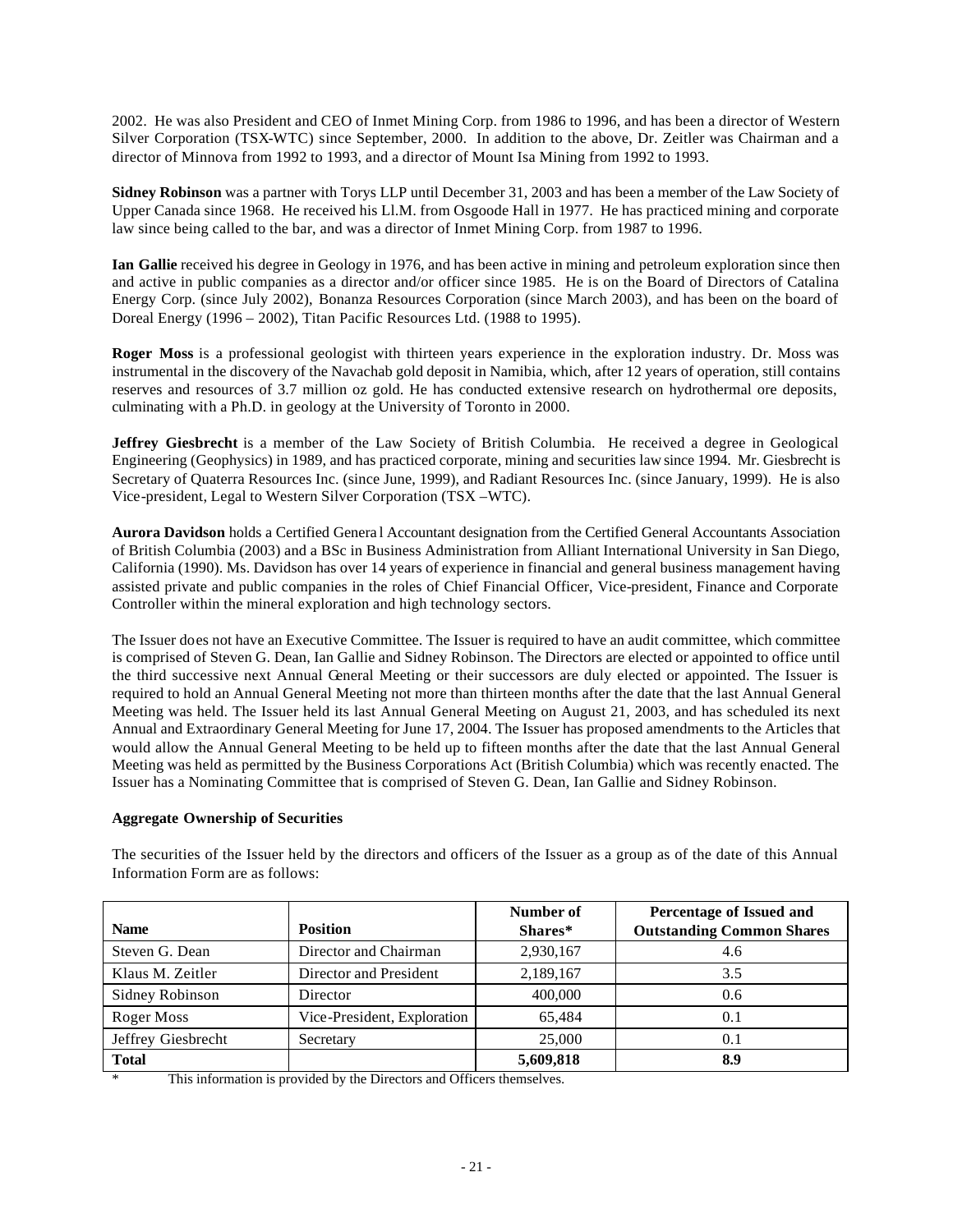2002. He was also President and CEO of Inmet Mining Corp. from 1986 to 1996, and has been a director of Western Silver Corporation (TSX-WTC) since September, 2000. In addition to the above, Dr. Zeitler was Chairman and a director of Minnova from 1992 to 1993, and a director of Mount Isa Mining from 1992 to 1993.

**Sidney Robinson** was a partner with Torys LLP until December 31, 2003 and has been a member of the Law Society of Upper Canada since 1968. He received his Ll.M. from Osgoode Hall in 1977. He has practiced mining and corporate law since being called to the bar, and was a director of Inmet Mining Corp. from 1987 to 1996.

**Ian Gallie** received his degree in Geology in 1976, and has been active in mining and petroleum exploration since then and active in public companies as a director and/or officer since 1985. He is on the Board of Directors of Catalina Energy Corp. (since July 2002), Bonanza Resources Corporation (since March 2003), and has been on the board of Doreal Energy (1996 – 2002), Titan Pacific Resources Ltd. (1988 to 1995).

**Roger Moss** is a professional geologist with thirteen years experience in the exploration industry. Dr. Moss was instrumental in the discovery of the Navachab gold deposit in Namibia, which, after 12 years of operation, still contains reserves and resources of 3.7 million oz gold. He has conducted extensive research on hydrothermal ore deposits, culminating with a Ph.D. in geology at the University of Toronto in 2000.

**Jeffrey Giesbrecht** is a member of the Law Society of British Columbia. He received a degree in Geological Engineering (Geophysics) in 1989, and has practiced corporate, mining and securities law since 1994. Mr. Giesbrecht is Secretary of Quaterra Resources Inc. (since June, 1999), and Radiant Resources Inc. (since January, 1999). He is also Vice-president, Legal to Western Silver Corporation (TSX –WTC).

**Aurora Davidson** holds a Certified General Accountant designation from the Certified General Accountants Association of British Columbia (2003) and a BSc in Business Administration from Alliant International University in San Diego, California (1990). Ms. Davidson has over 14 years of experience in financial and general business management having assisted private and public companies in the roles of Chief Financial Officer, Vice-president, Finance and Corporate Controller within the mineral exploration and high technology sectors.

The Issuer does not have an Executive Committee. The Issuer is required to have an audit committee, which committee is comprised of Steven G. Dean, Ian Gallie and Sidney Robinson. The Directors are elected or appointed to office until the third successive next Annual General Meeting or their successors are duly elected or appointed. The Issuer is required to hold an Annual General Meeting not more than thirteen months after the date that the last Annual General Meeting was held. The Issuer held its last Annual General Meeting on August 21, 2003, and has scheduled its next Annual and Extraordinary General Meeting for June 17, 2004. The Issuer has proposed amendments to the Articles that would allow the Annual General Meeting to be held up to fifteen months after the date that the last Annual General Meeting was held as permitted by the Business Corporations Act (British Columbia) which was recently enacted. The Issuer has a Nominating Committee that is comprised of Steven G. Dean, Ian Gallie and Sidney Robinson.

**Aggregate Ownership of Securities**

The securities of the Issuer held by the directors and officers of the Issuer as a group as of the date of this Annual Information Form are as follows:

| Name | Position | Number of Shares* | Percentage of Issued and Outstanding Common Shares |
|---|---|---|---|
| Steven G. Dean | Director and Chairman | 2,930,167 | 4.6 |
| Klaus M. Zeitler | Director and President | 2,189,167 | 3.5 |
| Sidney Robinson | Director | 400,000 | 0.6 |
| Roger Moss | Vice-President, Exploration | 65,484 | 0.1 |
| Jeffrey Giesbrecht | Secretary | 25,000 | 0.1 |
| **Total** | | **5,609,818** | **8.9** |

\* This information is provided by the Directors and Officers themselves.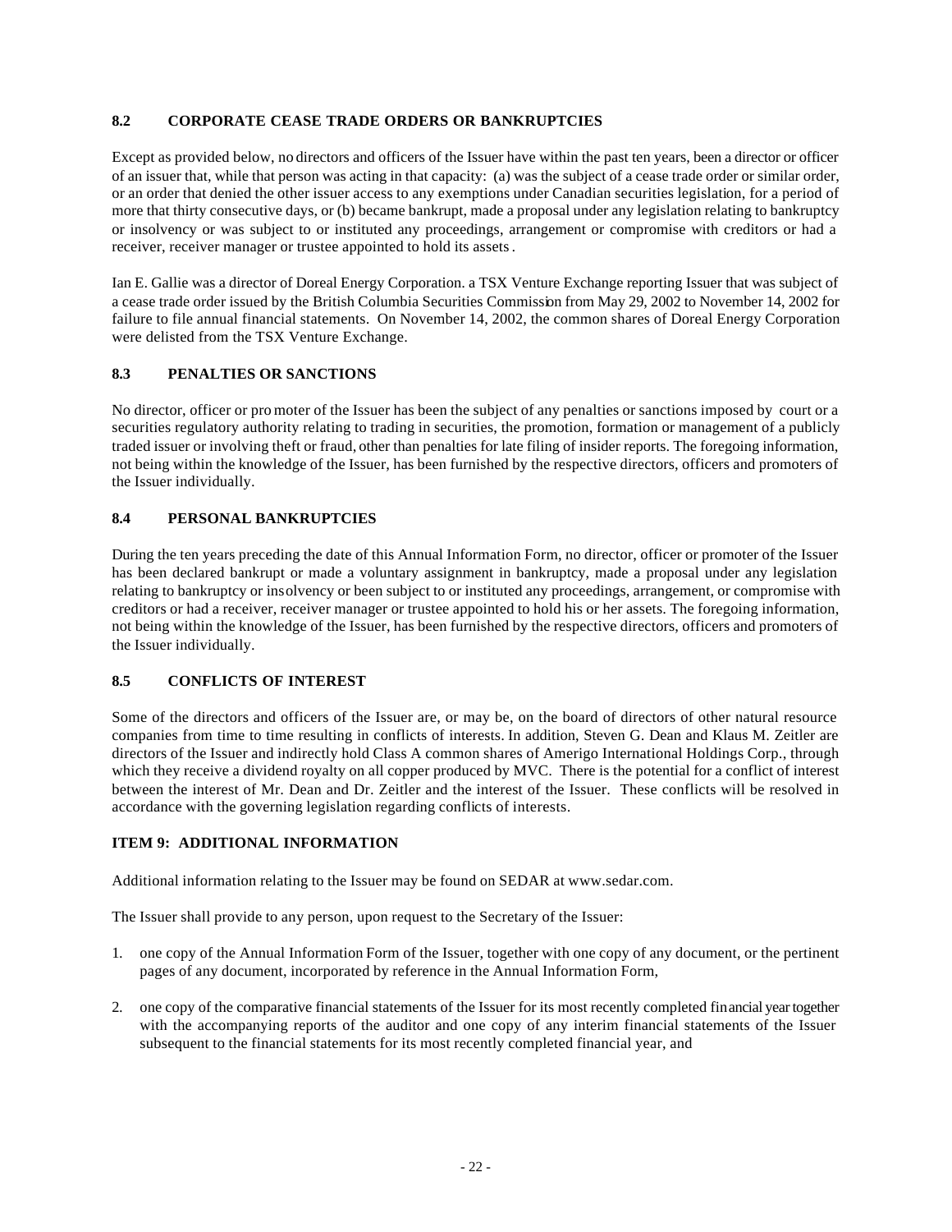### 8.2 CORPORATE CEASE TRADE ORDERS OR BANKRUPTCIES

Except as provided below, no directors and officers of the Issuer have within the past ten years, been a director or officer of an issuer that, while that person was acting in that capacity: (a) was the subject of a cease trade order or similar order, or an order that denied the other issuer access to any exemptions under Canadian securities legislation, for a period of more that thirty consecutive days, or (b) became bankrupt, made a proposal under any legislation relating to bankruptcy or insolvency or was subject to or instituted any proceedings, arrangement or compromise with creditors or had a receiver, receiver manager or trustee appointed to hold its assets.

Ian E. Gallie was a director of Doreal Energy Corporation. a TSX Venture Exchange reporting Issuer that was subject of a cease trade order issued by the British Columbia Securities Commission from May 29, 2002 to November 14, 2002 for failure to file annual financial statements. On November 14, 2002, the common shares of Doreal Energy Corporation were delisted from the TSX Venture Exchange.

### 8.3 PENALTIES OR SANCTIONS

No director, officer or promoter of the Issuer has been the subject of any penalties or sanctions imposed by court or a securities regulatory authority relating to trading in securities, the promotion, formation or management of a publicly traded issuer or involving theft or fraud, other than penalties for late filing of insider reports. The foregoing information, not being within the knowledge of the Issuer, has been furnished by the respective directors, officers and promoters of the Issuer individually.

### 8.4 PERSONAL BANKRUPTCIES

During the ten years preceding the date of this Annual Information Form, no director, officer or promoter of the Issuer has been declared bankrupt or made a voluntary assignment in bankruptcy, made a proposal under any legislation relating to bankruptcy or insolvency or been subject to or instituted any proceedings, arrangement, or compromise with creditors or had a receiver, receiver manager or trustee appointed to hold his or her assets. The foregoing information, not being within the knowledge of the Issuer, has been furnished by the respective directors, officers and promoters of the Issuer individually.

### 8.5 CONFLICTS OF INTEREST

Some of the directors and officers of the Issuer are, or may be, on the board of directors of other natural resource companies from time to time resulting in conflicts of interests. In addition, Steven G. Dean and Klaus M. Zeitler are directors of the Issuer and indirectly hold Class A common shares of Amerigo International Holdings Corp., through which they receive a dividend royalty on all copper produced by MVC. There is the potential for a conflict of interest between the interest of Mr. Dean and Dr. Zeitler and the interest of the Issuer. These conflicts will be resolved in accordance with the governing legislation regarding conflicts of interests.

## ITEM 9: ADDITIONAL INFORMATION

Additional information relating to the Issuer may be found on SEDAR at www.sedar.com.

The Issuer shall provide to any person, upon request to the Secretary of the Issuer:

1. one copy of the Annual Information Form of the Issuer, together with one copy of any document, or the pertinent pages of any document, incorporated by reference in the Annual Information Form,
2. one copy of the comparative financial statements of the Issuer for its most recently completed financial year together with the accompanying reports of the auditor and one copy of any interim financial statements of the Issuer subsequent to the financial statements for its most recently completed financial year, and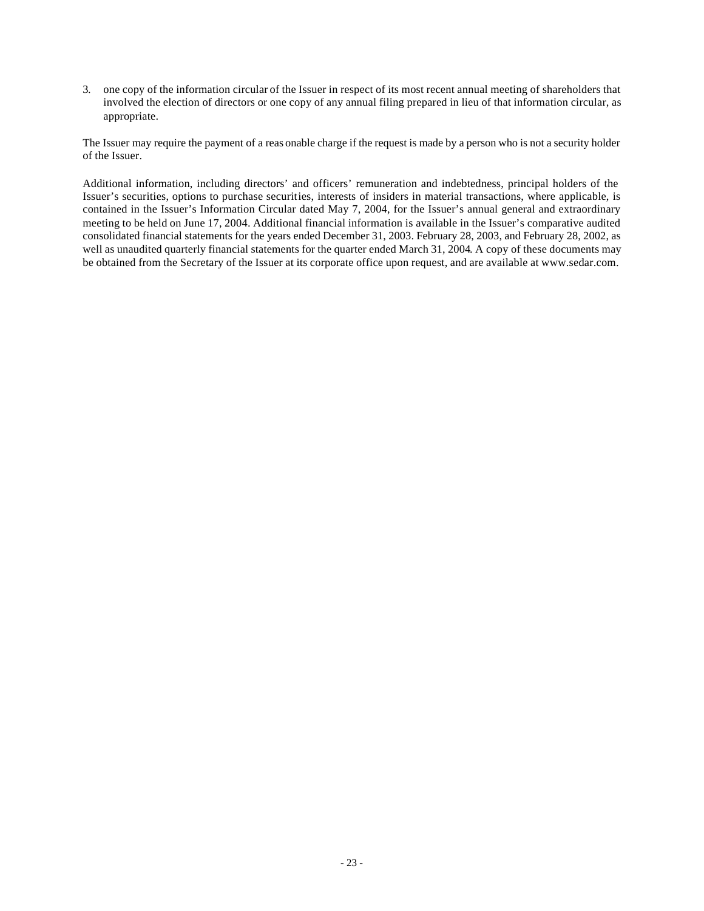3. one copy of the information circular of the Issuer in respect of its most recent annual meeting of shareholders that involved the election of directors or one copy of any annual filing prepared in lieu of that information circular, as appropriate.

The Issuer may require the payment of a reasonable charge if the request is made by a person who is not a security holder of the Issuer.

Additional information, including directors' and officers' remuneration and indebtedness, principal holders of the Issuer's securities, options to purchase securities, interests of insiders in material transactions, where applicable, is contained in the Issuer's Information Circular dated May 7, 2004, for the Issuer's annual general and extraordinary meeting to be held on June 17, 2004. Additional financial information is available in the Issuer's comparative audited consolidated financial statements for the years ended December 31, 2003. February 28, 2003, and February 28, 2002, as well as unaudited quarterly financial statements for the quarter ended March 31, 2004. A copy of these documents may be obtained from the Secretary of the Issuer at its corporate office upon request, and are available at www.sedar.com.